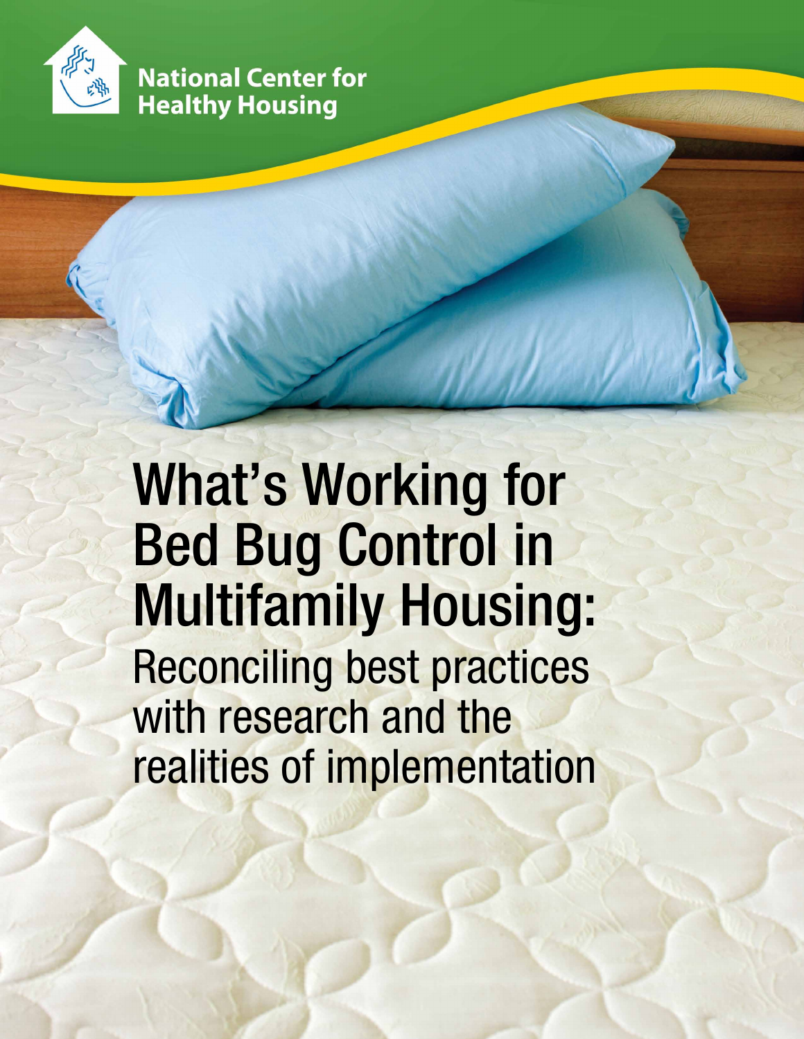National Center for Healthy Housing

# What's Working for Bed Bug Control in Multifamily Housing:

## Reconciling best practices with research and the realities of implementation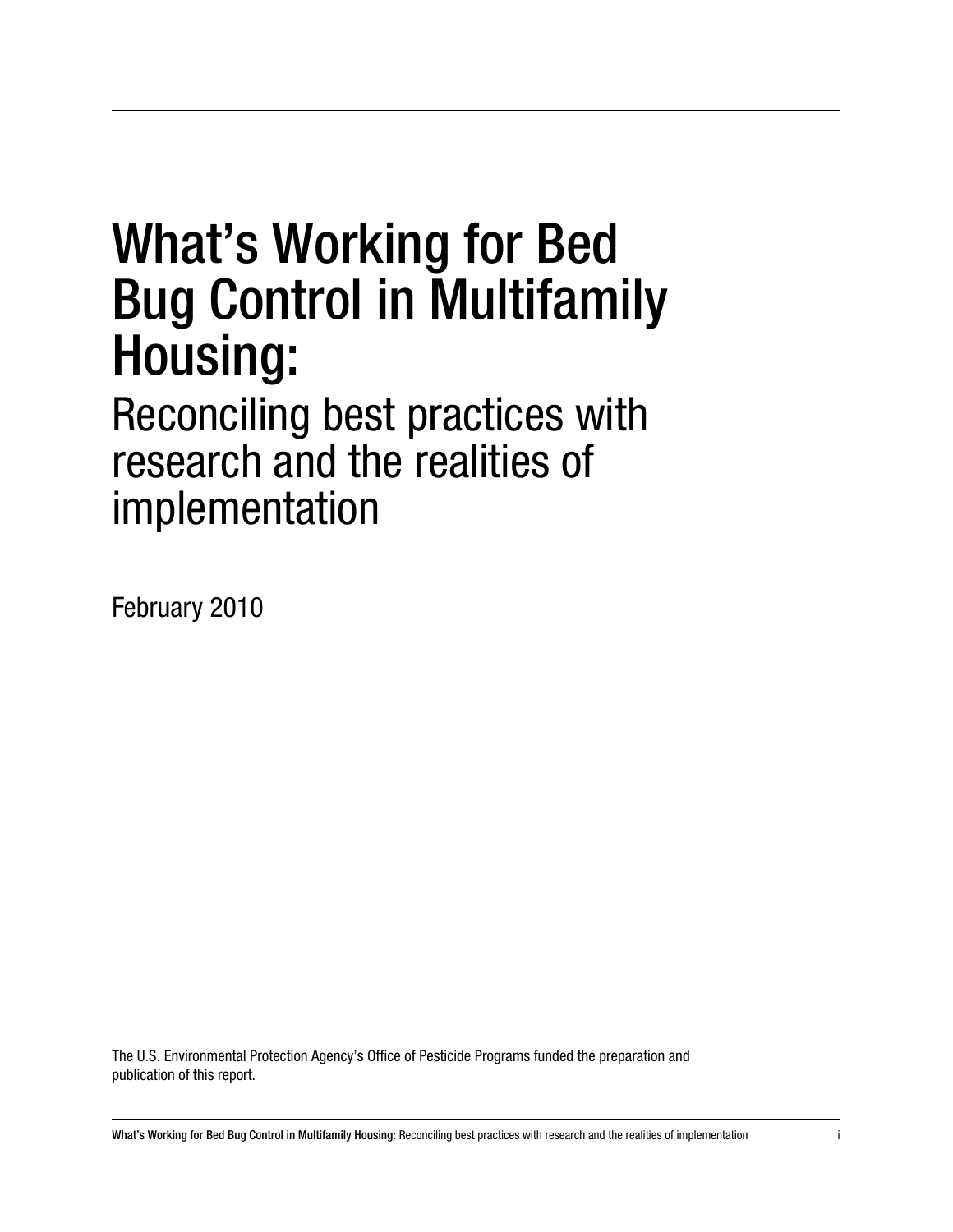# What's Working for Bed Bug Control in Multifamily Housing:

## Reconciling best practices with research and the realities of implementation

February 2010

The U.S. Environmental Protection Agency's Office of Pesticide Programs funded the preparation and publication of this report.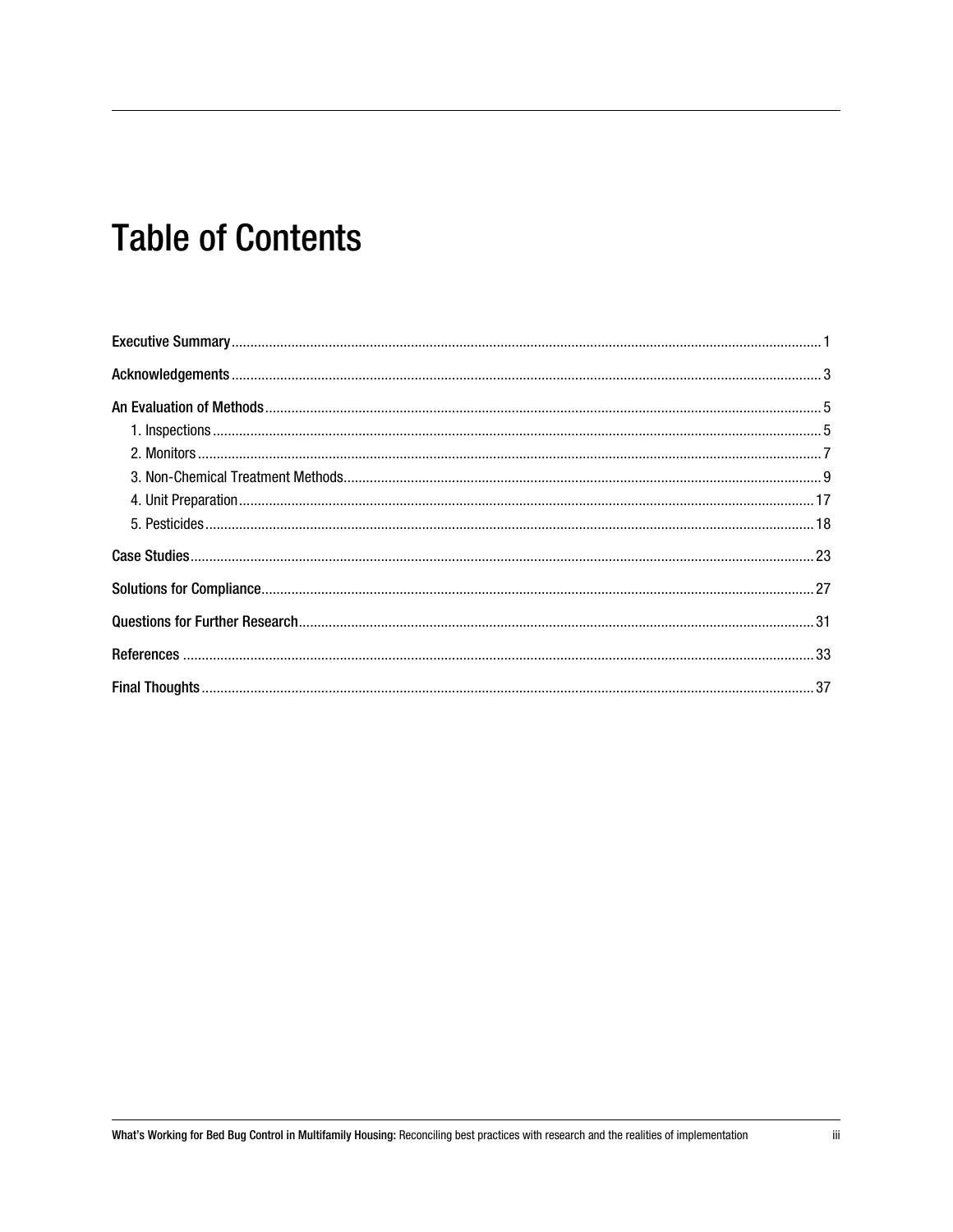# Table of Contents

Executive Summary ........ 1

Acknowledgements ........ 3

An Evaluation of Methods ........ 5

- 1. Inspections ........ 5
- 2. Monitors ........ 7
- 3. Non-Chemical Treatment Methods ........ 9
- 4. Unit Preparation ........ 17
- 5. Pesticides ........ 18

Case Studies ........ 23

Solutions for Compliance ........ 27

Questions for Further Research ........ 31

References ........ 33

Final Thoughts ........ 37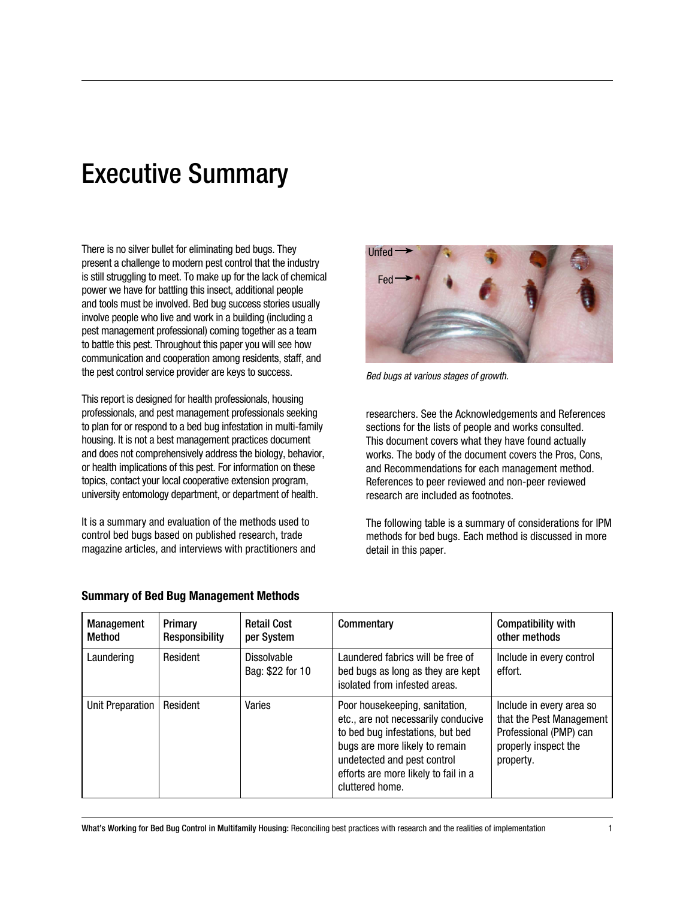# Executive Summary

There is no silver bullet for eliminating bed bugs. They present a challenge to modern pest control that the industry is still struggling to meet. To make up for the lack of chemical power we have for battling this insect, additional people and tools must be involved. Bed bug success stories usually involve people who live and work in a building (including a pest management professional) coming together as a team to battle this pest. Throughout this paper you will see how communication and cooperation among residents, staff, and the pest control service provider are keys to success.

This report is designed for health professionals, housing professionals, and pest management professionals seeking to plan for or respond to a bed bug infestation in multi-family housing. It is not a best management practices document and does not comprehensively address the biology, behavior, or health implications of this pest. For information on these topics, contact your local cooperative extension program, university entomology department, or department of health.

It is a summary and evaluation of the methods used to control bed bugs based on published research, trade magazine articles, and interviews with practitioners and researchers. See the Acknowledgements and References sections for the lists of people and works consulted. This document covers what they have found actually works. The body of the document covers the Pros, Cons, and Recommendations for each management method. References to peer reviewed and non-peer reviewed research are included as footnotes.

*Bed bugs at various stages of growth.*

The following table is a summary of considerations for IPM methods for bed bugs. Each method is discussed in more detail in this paper.

**Summary of Bed Bug Management Methods**

| Management Method | Primary Responsibility | Retail Cost per System | Commentary | Compatibility with other methods |
|---|---|---|---|---|
| Laundering | Resident | Dissolvable Bag: $22 for 10 | Laundered fabrics will be free of bed bugs as long as they are kept isolated from infested areas. | Include in every control effort. |
| Unit Preparation | Resident | Varies | Poor housekeeping, sanitation, etc., are not necessarily conducive to bed bug infestations, but bed bugs are more likely to remain undetected and pest control efforts are more likely to fail in a cluttered home. | Include in every area so that the Pest Management Professional (PMP) can properly inspect the property. |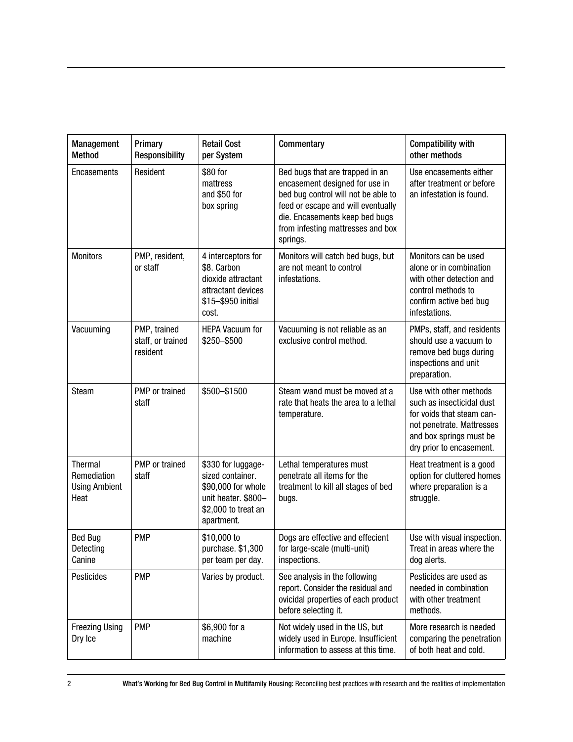| Management Method | Primary Responsibility | Retail Cost per System | Commentary | Compatibility with other methods |
|---|---|---|---|---|
| Encasements | Resident | $80 for mattress and $50 for box spring | Bed bugs that are trapped in an encasement designed for use in bed bug control will not be able to feed or escape and will eventually die. Encasements keep bed bugs from infesting mattresses and box springs. | Use encasements either after treatment or before an infestation is found. |
| Monitors | PMP, resident, or staff | 4 interceptors for $8. Carbon dioxide attractant attractant devices $15–$950 initial cost. | Monitors will catch bed bugs, but are not meant to control infestations. | Monitors can be used alone or in combination with other detection and control methods to confirm active bed bug infestations. |
| Vacuuming | PMP, trained staff, or trained resident | HEPA Vacuum for $250–$500 | Vacuuming is not reliable as an exclusive control method. | PMPs, staff, and residents should use a vacuum to remove bed bugs during inspections and unit preparation. |
| Steam | PMP or trained staff | $500–$1500 | Steam wand must be moved at a rate that heats the area to a lethal temperature. | Use with other methods such as insecticidal dust for voids that steam cannot penetrate. Mattresses and box springs must be dry prior to encasement. |
| Thermal Remediation Using Ambient Heat | PMP or trained staff | $330 for luggage-sized container. $90,000 for whole unit heater. $800–$2,000 to treat an apartment. | Lethal temperatures must penetrate all items for the treatment to kill all stages of bed bugs. | Heat treatment is a good option for cluttered homes where preparation is a struggle. |
| Bed Bug Detecting Canine | PMP | $10,000 to purchase. $1,300 per team per day. | Dogs are effective and effecient for large-scale (multi-unit) inspections. | Use with visual inspection. Treat in areas where the dog alerts. |
| Pesticides | PMP | Varies by product. | See analysis in the following report. Consider the residual and ovicidal properties of each product before selecting it. | Pesticides are used as needed in combination with other treatment methods. |
| Freezing Using Dry Ice | PMP | $6,900 for a machine | Not widely used in the US, but widely used in Europe. Insufficient information to assess at this time. | More research is needed comparing the penetration of both heat and cold. |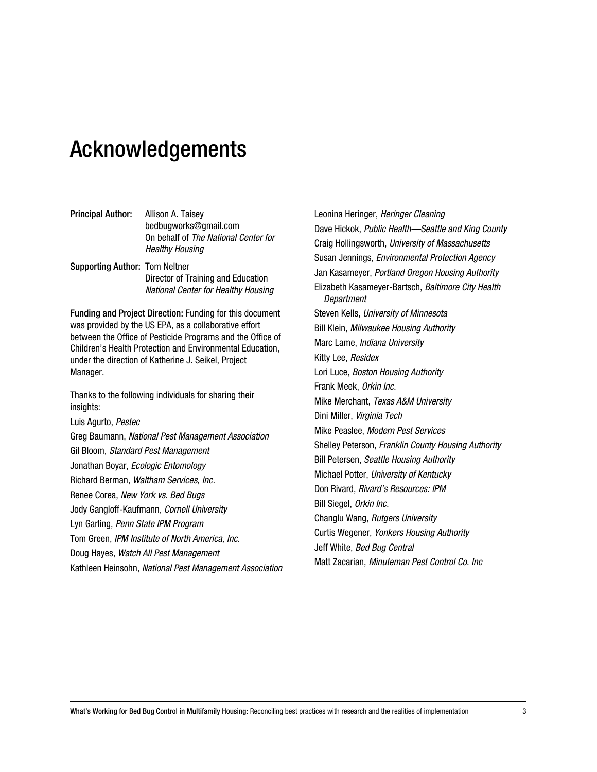# Acknowledgements

**Principal Author:** Allison A. Taisey
bedbugworks@gmail.com
On behalf of *The National Center for Healthy Housing*

**Supporting Author:** Tom Neltner
Director of Training and Education
*National Center for Healthy Housing*

**Funding and Project Direction:** Funding for this document was provided by the US EPA, as a collaborative effort between the Office of Pesticide Programs and the Office of Children's Health Protection and Environmental Education, under the direction of Katherine J. Seikel, Project Manager.

Thanks to the following individuals for sharing their insights:

Luis Agurto, *Pestec*
Greg Baumann, *National Pest Management Association*
Gil Bloom, *Standard Pest Management*
Jonathan Boyar, *Ecologic Entomology*
Richard Berman, *Waltham Services, Inc.*
Renee Corea, *New York vs. Bed Bugs*
Jody Gangloff-Kaufmann, *Cornell University*
Lyn Garling, *Penn State IPM Program*
Tom Green, *IPM Institute of North America, Inc.*
Doug Hayes, *Watch All Pest Management*
Kathleen Heinsohn, *National Pest Management Association*
Leonina Heringer, *Heringer Cleaning*
Dave Hickok, *Public Health—Seattle and King County*
Craig Hollingsworth, *University of Massachusetts*
Susan Jennings, *Environmental Protection Agency*
Jan Kasameyer, *Portland Oregon Housing Authority*
Elizabeth Kasameyer-Bartsch, *Baltimore City Health Department*
Steven Kells, *University of Minnesota*
Bill Klein, *Milwaukee Housing Authority*
Marc Lame, *Indiana University*
Kitty Lee, *Residex*
Lori Luce, *Boston Housing Authority*
Frank Meek, *Orkin Inc.*
Mike Merchant, *Texas A&M University*
Dini Miller, *Virginia Tech*
Mike Peaslee, *Modern Pest Services*
Shelley Peterson, *Franklin County Housing Authority*
Bill Petersen, *Seattle Housing Authority*
Michael Potter, *University of Kentucky*
Don Rivard, *Rivard's Resources: IPM*
Bill Siegel, *Orkin Inc.*
Changlu Wang, *Rutgers University*
Curtis Wegener, *Yonkers Housing Authority*
Jeff White, *Bed Bug Central*
Matt Zacarian, *Minuteman Pest Control Co. Inc*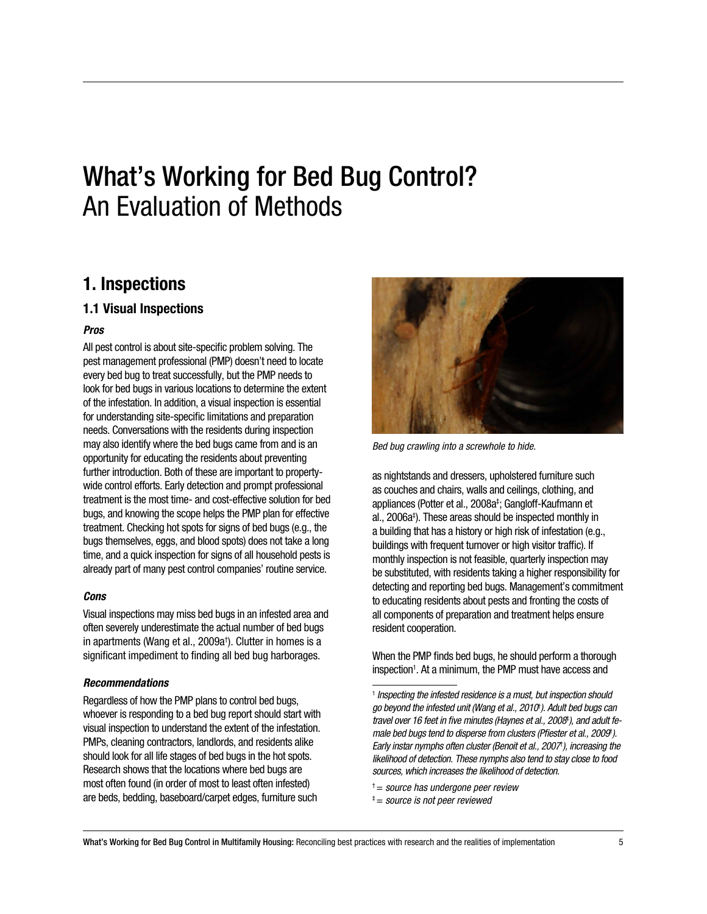# What's Working for Bed Bug Control?
## An Evaluation of Methods

## 1. Inspections

### 1.1 Visual Inspections

***Pros***

All pest control is about site-specific problem solving. The pest management professional (PMP) doesn't need to locate every bed bug to treat successfully, but the PMP needs to look for bed bugs in various locations to determine the extent of the infestation. In addition, a visual inspection is essential for understanding site-specific limitations and preparation needs. Conversations with the residents during inspection may also identify where the bed bugs came from and is an opportunity for educating the residents about preventing further introduction. Both of these are important to property-wide control efforts. Early detection and prompt professional treatment is the most time- and cost-effective solution for bed bugs, and knowing the scope helps the PMP plan for effective treatment. Checking hot spots for signs of bed bugs (e.g., the bugs themselves, eggs, and blood spots) does not take a long time, and a quick inspection for signs of all household pests is already part of many pest control companies' routine service.

***Cons***

Visual inspections may miss bed bugs in an infested area and often severely underestimate the actual number of bed bugs in apartments (Wang et al., 2009a[†]). Clutter in homes is a significant impediment to finding all bed bug harborages.

***Recommendations***

Regardless of how the PMP plans to control bed bugs, whoever is responding to a bed bug report should start with visual inspection to understand the extent of the infestation. PMPs, cleaning contractors, landlords, and residents alike should look for all life stages of bed bugs in the hot spots. Research shows that the locations where bed bugs are most often found (in order of most to least often infested) are beds, bedding, baseboard/carpet edges, furniture such as nightstands and dressers, upholstered furniture such as couches and chairs, walls and ceilings, clothing, and appliances (Potter et al., 2008a[‡]; Gangloff-Kaufmann et al., 2006a[‡]). These areas should be inspected monthly in a building that has a history or high risk of infestation (e.g., buildings with frequent turnover or high visitor traffic). If monthly inspection is not feasible, quarterly inspection may be substituted, with residents taking a higher responsibility for detecting and reporting bed bugs. Management's commitment to educating residents about pests and fronting the costs of all components of preparation and treatment helps ensure resident cooperation.

*Bed bug crawling into a screwhole to hide.*

When the PMP finds bed bugs, he should perform a thorough inspection[1]. At a minimum, the PMP must have access and

[1] *Inspecting the infested residence is a must, but inspection should go beyond the infested unit (Wang et al., 2010[†]). Adult bed bugs can travel over 16 feet in five minutes (Haynes et al., 2008[†]), and adult female bed bugs tend to disperse from clusters (Pfiester et al., 2009[†]). Early instar nymphs often cluster (Benoit et al., 2007[†]), increasing the likelihood of detection. These nymphs also tend to stay close to food sources, which increases the likelihood of detection.*

[†] *= source has undergone peer review*

[‡] *= source is not peer reviewed*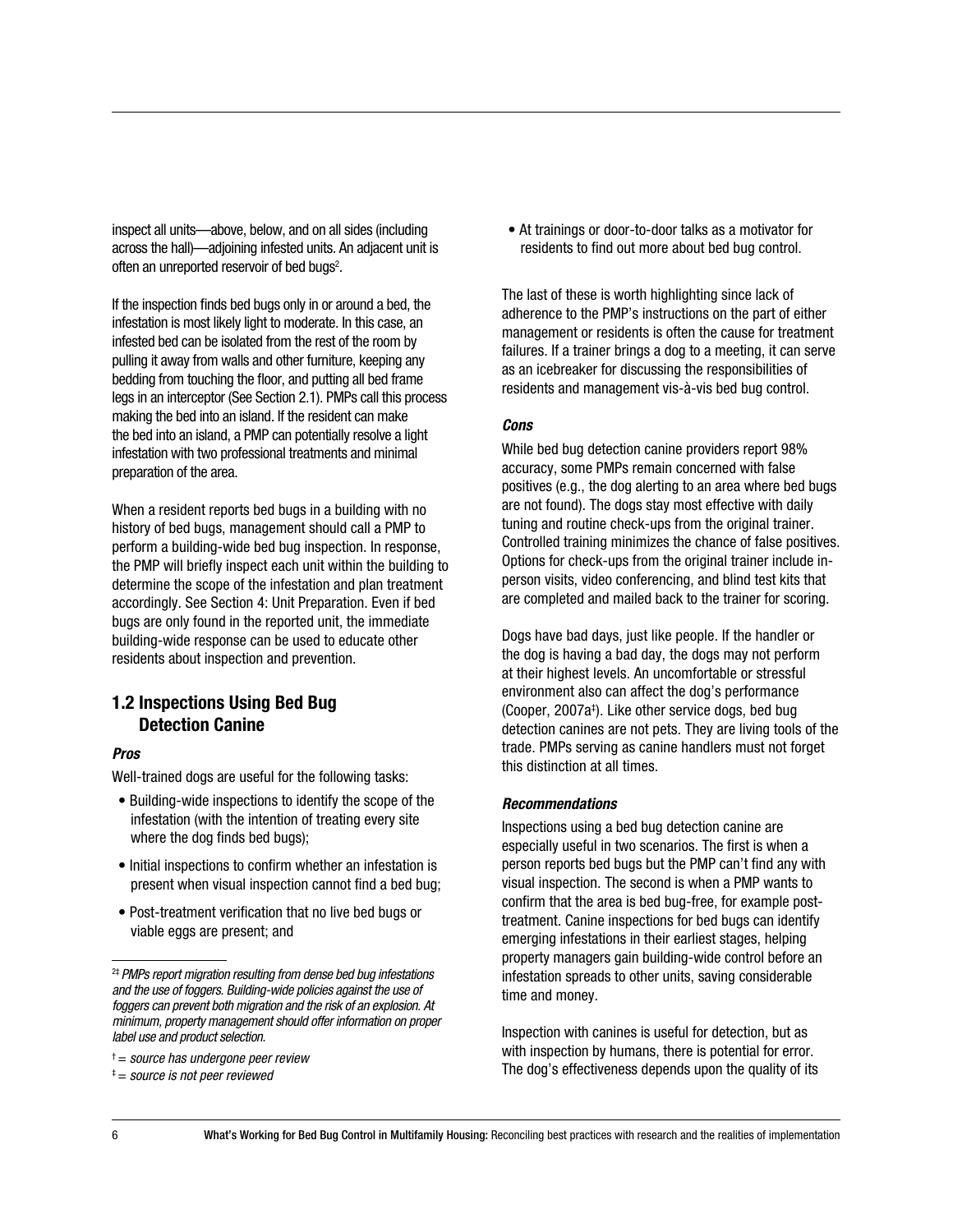inspect all units—above, below, and on all sides (including across the hall)—adjoining infested units. An adjacent unit is often an unreported reservoir of bed bugs[2].

If the inspection finds bed bugs only in or around a bed, the infestation is most likely light to moderate. In this case, an infested bed can be isolated from the rest of the room by pulling it away from walls and other furniture, keeping any bedding from touching the floor, and putting all bed frame legs in an interceptor (See Section 2.1). PMPs call this process making the bed into an island. If the resident can make the bed into an island, a PMP can potentially resolve a light infestation with two professional treatments and minimal preparation of the area.

When a resident reports bed bugs in a building with no history of bed bugs, management should call a PMP to perform a building-wide bed bug inspection. In response, the PMP will briefly inspect each unit within the building to determine the scope of the infestation and plan treatment accordingly. See Section 4: Unit Preparation. Even if bed bugs are only found in the reported unit, the immediate building-wide response can be used to educate other residents about inspection and prevention.

## 1.2 Inspections Using Bed Bug Detection Canine

### *Pros*

Well-trained dogs are useful for the following tasks:

- Building-wide inspections to identify the scope of the infestation (with the intention of treating every site where the dog finds bed bugs);
- Initial inspections to confirm whether an infestation is present when visual inspection cannot find a bed bug;
- Post-treatment verification that no live bed bugs or viable eggs are present; and
- At trainings or door-to-door talks as a motivator for residents to find out more about bed bug control.

The last of these is worth highlighting since lack of adherence to the PMP's instructions on the part of either management or residents is often the cause for treatment failures. If a trainer brings a dog to a meeting, it can serve as an icebreaker for discussing the responsibilities of residents and management vis-à-vis bed bug control.

### *Cons*

While bed bug detection canine providers report 98% accuracy, some PMPs remain concerned with false positives (e.g., the dog alerting to an area where bed bugs are not found). The dogs stay most effective with daily tuning and routine check-ups from the original trainer. Controlled training minimizes the chance of false positives. Options for check-ups from the original trainer include in-person visits, video conferencing, and blind test kits that are completed and mailed back to the trainer for scoring.

Dogs have bad days, just like people. If the handler or the dog is having a bad day, the dogs may not perform at their highest levels. An uncomfortable or stressful environment also can affect the dog's performance (Cooper, 2007a‡). Like other service dogs, bed bug detection canines are not pets. They are living tools of the trade. PMPs serving as canine handlers must not forget this distinction at all times.

### *Recommendations*

Inspections using a bed bug detection canine are especially useful in two scenarios. The first is when a person reports bed bugs but the PMP can't find any with visual inspection. The second is when a PMP wants to confirm that the area is bed bug-free, for example post-treatment. Canine inspections for bed bugs can identify emerging infestations in their earliest stages, helping property managers gain building-wide control before an infestation spreads to other units, saving considerable time and money.

Inspection with canines is useful for detection, but as with inspection by humans, there is potential for error. The dog's effectiveness depends upon the quality of its

---

[2]‡ *PMPs report migration resulting from dense bed bug infestations and the use of foggers. Building-wide policies against the use of foggers can prevent both migration and the risk of an explosion. At minimum, property management should offer information on proper label use and product selection.*

† = *source has undergone peer review*

‡ = *source is not peer reviewed*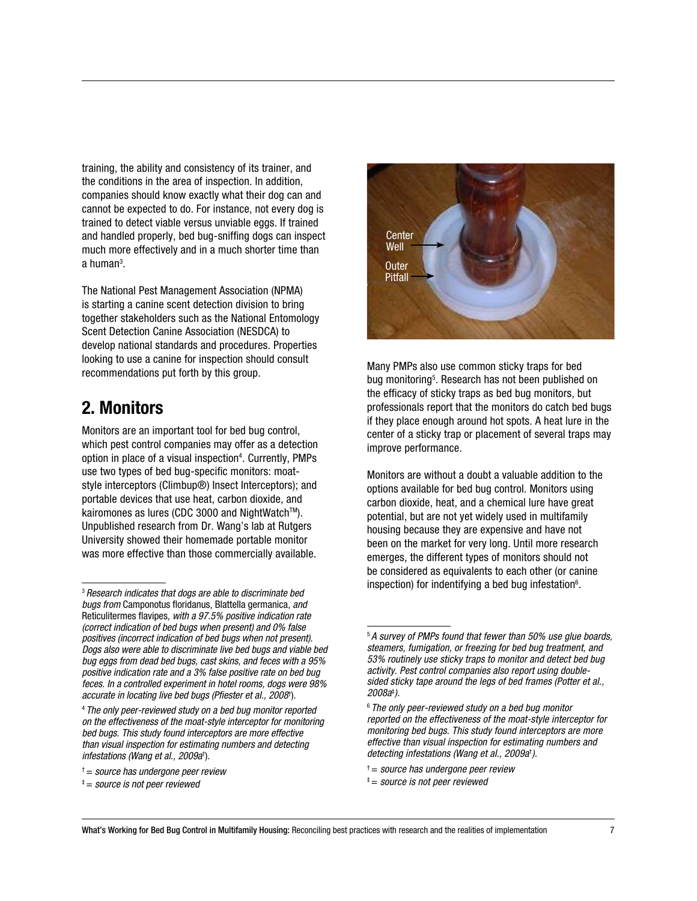training, the ability and consistency of its trainer, and the conditions in the area of inspection. In addition, companies should know exactly what their dog can and cannot be expected to do. For instance, not every dog is trained to detect viable versus unviable eggs. If trained and handled properly, bed bug-sniffing dogs can inspect much more effectively and in a much shorter time than a human[3].

The National Pest Management Association (NPMA) is starting a canine scent detection division to bring together stakeholders such as the National Entomology Scent Detection Canine Association (NESDCA) to develop national standards and procedures. Properties looking to use a canine for inspection should consult recommendations put forth by this group.

## 2. Monitors

Monitors are an important tool for bed bug control, which pest control companies may offer as a detection option in place of a visual inspection[4]. Currently, PMPs use two types of bed bug-specific monitors: moat-style interceptors (Climbup® Insect Interceptors); and portable devices that use heat, carbon dioxide, and kairomones as lures (CDC 3000 and NightWatch™). Unpublished research from Dr. Wang's lab at Rutgers University showed their homemade portable monitor was more effective than those commercially available.

Center Well

Outer Pitfall

Many PMPs also use common sticky traps for bed bug monitoring[5]. Research has not been published on the efficacy of sticky traps as bed bug monitors, but professionals report that the monitors do catch bed bugs if they place enough around hot spots. A heat lure in the center of a sticky trap or placement of several traps may improve performance.

Monitors are without a doubt a valuable addition to the options available for bed bug control. Monitors using carbon dioxide, heat, and a chemical lure have great potential, but are not yet widely used in multifamily housing because they are expensive and have not been on the market for very long. Until more research emerges, the different types of monitors should not be considered as equivalents to each other (or canine inspection) for indentifying a bed bug infestation[6].

---

[3] *Research indicates that dogs are able to discriminate bed bugs from* Camponotus floridanus, Blattella germanica, *and* Reticulitermes flavipes, *with a 97.5% positive indication rate (correct indication of bed bugs when present) and 0% false positives (incorrect indication of bed bugs when not present). Dogs also were able to discriminate live bed bugs and viable bed bug eggs from dead bed bugs, cast skins, and feces with a 95% positive indication rate and a 3% false positive rate on bed bug feces. In a controlled experiment in hotel rooms, dogs were 98% accurate in locating live bed bugs (Pfiester et al., 2008*†*).*

[4] *The only peer-reviewed study on a bed bug monitor reported on the effectiveness of the moat-style interceptor for monitoring bed bugs. This study found interceptors are more effective than visual inspection for estimating numbers and detecting infestations (Wang et al., 2009a*†*).*

[5] *A survey of PMPs found that fewer than 50% use glue boards, steamers, fumigation, or freezing for bed bug treatment, and 53% routinely use sticky traps to monitor and detect bed bug activity. Pest control companies also report using double-sided sticky tape around the legs of bed frames (Potter et al., 2008a‡).*

[6] *The only peer-reviewed study on a bed bug monitor reported on the effectiveness of the moat-style interceptor for monitoring bed bugs. This study found interceptors are more effective than visual inspection for estimating numbers and detecting infestations (Wang et al., 2009a†).*

*† = source has undergone peer review*

*‡ = source is not peer reviewed*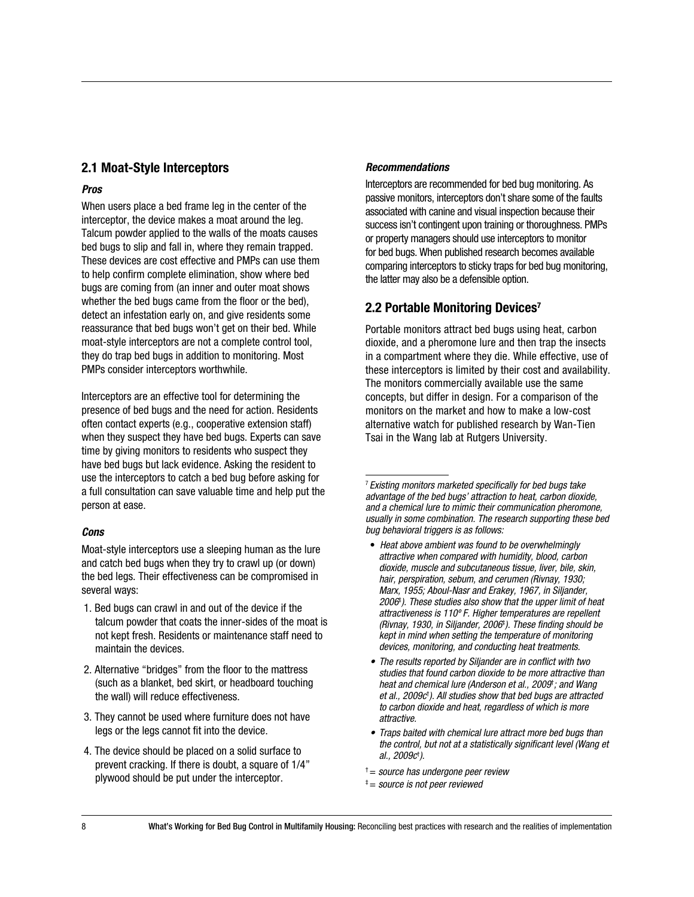## 2.1 Moat-Style Interceptors

### *Pros*

When users place a bed frame leg in the center of the interceptor, the device makes a moat around the leg. Talcum powder applied to the walls of the moats causes bed bugs to slip and fall in, where they remain trapped. These devices are cost effective and PMPs can use them to help confirm complete elimination, show where bed bugs are coming from (an inner and outer moat shows whether the bed bugs came from the floor or the bed), detect an infestation early on, and give residents some reassurance that bed bugs won't get on their bed. While moat-style interceptors are not a complete control tool, they do trap bed bugs in addition to monitoring. Most PMPs consider interceptors worthwhile.

Interceptors are an effective tool for determining the presence of bed bugs and the need for action. Residents often contact experts (e.g., cooperative extension staff) when they suspect they have bed bugs. Experts can save time by giving monitors to residents who suspect they have bed bugs but lack evidence. Asking the resident to use the interceptors to catch a bed bug before asking for a full consultation can save valuable time and help put the person at ease.

### *Cons*

Moat-style interceptors use a sleeping human as the lure and catch bed bugs when they try to crawl up (or down) the bed legs. Their effectiveness can be compromised in several ways:

1. Bed bugs can crawl in and out of the device if the talcum powder that coats the inner-sides of the moat is not kept fresh. Residents or maintenance staff need to maintain the devices.
2. Alternative "bridges" from the floor to the mattress (such as a blanket, bed skirt, or headboard touching the wall) will reduce effectiveness.
3. They cannot be used where furniture does not have legs or the legs cannot fit into the device.
4. The device should be placed on a solid surface to prevent cracking. If there is doubt, a square of 1/4" plywood should be put under the interceptor.

### *Recommendations*

Interceptors are recommended for bed bug monitoring. As passive monitors, interceptors don't share some of the faults associated with canine and visual inspection because their success isn't contingent upon training or thoroughness. PMPs or property managers should use interceptors to monitor for bed bugs. When published research becomes available comparing interceptors to sticky traps for bed bug monitoring, the latter may also be a defensible option.

## 2.2 Portable Monitoring Devices[7]

Portable monitors attract bed bugs using heat, carbon dioxide, and a pheromone lure and then trap the insects in a compartment where they die. While effective, use of these interceptors is limited by their cost and availability. The monitors commercially available use the same concepts, but differ in design. For a comparison of the monitors on the market and how to make a low-cost alternative watch for published research by Wan-Tien Tsai in the Wang lab at Rutgers University.

---

[7] *Existing monitors marketed specifically for bed bugs take advantage of the bed bugs' attraction to heat, carbon dioxide, and a chemical lure to mimic their communication pheromone, usually in some combination. The research supporting these bed bug behavioral triggers is as follows:*

- *Heat above ambient was found to be overwhelmingly attractive when compared with humidity, blood, carbon dioxide, muscle and subcutaneous tissue, liver, bile, skin, hair, perspiration, sebum, and cerumen (Rivnay, 1930; Marx, 1955; Aboul-Nasr and Erakey, 1967, in Siljander, 2006‡). These studies also show that the upper limit of heat attractiveness is 110º F. Higher temperatures are repellent (Rivnay, 1930, in Siljander, 2006‡). These finding should be kept in mind when setting the temperature of monitoring devices, monitoring, and conducting heat treatments.*
- *The results reported by Siljander are in conflict with two studies that found carbon dioxide to be more attractive than heat and chemical lure (Anderson et al., 2009†; and Wang et al., 2009c†). All studies show that bed bugs are attracted to carbon dioxide and heat, regardless of which is more attractive.*
- *Traps baited with chemical lure attract more bed bugs than the control, but not at a statistically significant level (Wang et al., 2009c†).*

*† = source has undergone peer review*

*‡ = source is not peer reviewed*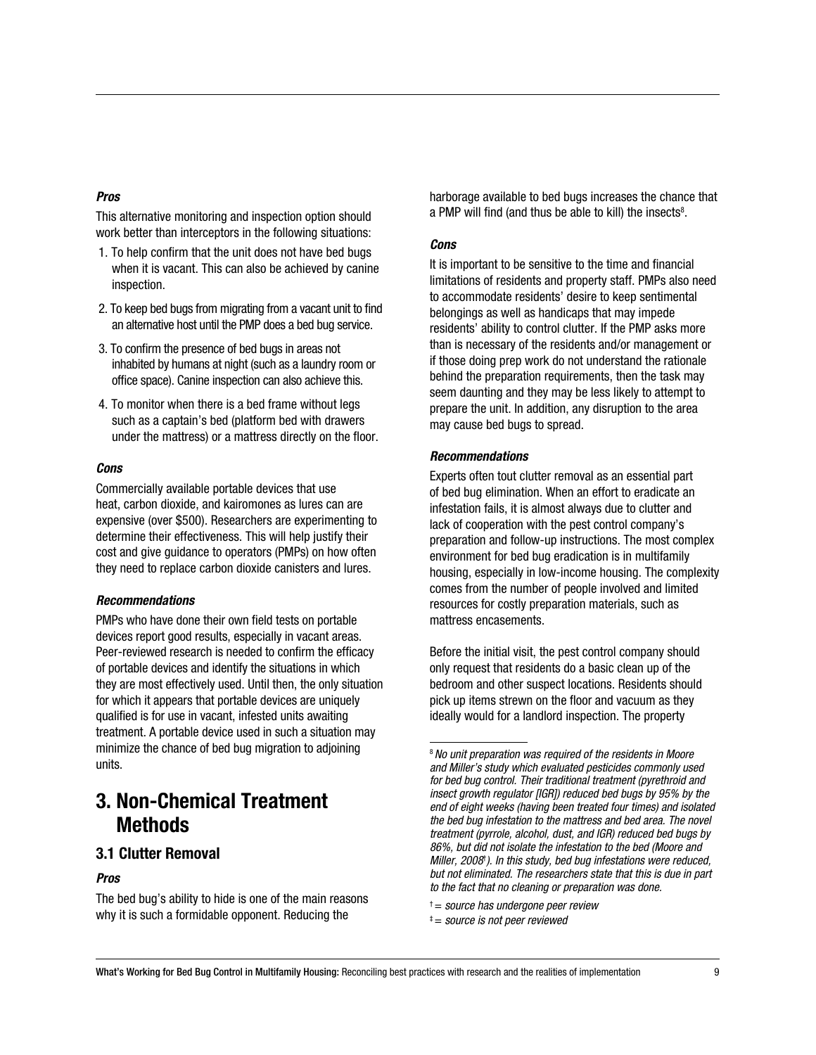***Pros***

This alternative monitoring and inspection option should work better than interceptors in the following situations:

1. To help confirm that the unit does not have bed bugs when it is vacant. This can also be achieved by canine inspection.
2. To keep bed bugs from migrating from a vacant unit to find an alternative host until the PMP does a bed bug service.
3. To confirm the presence of bed bugs in areas not inhabited by humans at night (such as a laundry room or office space). Canine inspection can also achieve this.
4. To monitor when there is a bed frame without legs such as a captain's bed (platform bed with drawers under the mattress) or a mattress directly on the floor.

***Cons***

Commercially available portable devices that use heat, carbon dioxide, and kairomones as lures can are expensive (over $500). Researchers are experimenting to determine their effectiveness. This will help justify their cost and give guidance to operators (PMPs) on how often they need to replace carbon dioxide canisters and lures.

***Recommendations***

PMPs who have done their own field tests on portable devices report good results, especially in vacant areas. Peer-reviewed research is needed to confirm the efficacy of portable devices and identify the situations in which they are most effectively used. Until then, the only situation for which it appears that portable devices are uniquely qualified is for use in vacant, infested units awaiting treatment. A portable device used in such a situation may minimize the chance of bed bug migration to adjoining units.

# 3. Non-Chemical Treatment Methods

## 3.1 Clutter Removal

***Pros***

The bed bug's ability to hide is one of the main reasons why it is such a formidable opponent. Reducing the harborage available to bed bugs increases the chance that a PMP will find (and thus be able to kill) the insects[8].

***Cons***

It is important to be sensitive to the time and financial limitations of residents and property staff. PMPs also need to accommodate residents' desire to keep sentimental belongings as well as handicaps that may impede residents' ability to control clutter. If the PMP asks more than is necessary of the residents and/or management or if those doing prep work do not understand the rationale behind the preparation requirements, then the task may seem daunting and they may be less likely to attempt to prepare the unit. In addition, any disruption to the area may cause bed bugs to spread.

***Recommendations***

Experts often tout clutter removal as an essential part of bed bug elimination. When an effort to eradicate an infestation fails, it is almost always due to clutter and lack of cooperation with the pest control company's preparation and follow-up instructions. The most complex environment for bed bug eradication is in multifamily housing, especially in low-income housing. The complexity comes from the number of people involved and limited resources for costly preparation materials, such as mattress encasements.

Before the initial visit, the pest control company should only request that residents do a basic clean up of the bedroom and other suspect locations. Residents should pick up items strewn on the floor and vacuum as they ideally would for a landlord inspection. The property

---

[8] *No unit preparation was required of the residents in Moore and Miller's study which evaluated pesticides commonly used for bed bug control. Their traditional treatment (pyrethroid and insect growth regulator [IGR]) reduced bed bugs by 95% by the end of eight weeks (having been treated four times) and isolated the bed bug infestation to the mattress and bed area. The novel treatment (pyrrole, alcohol, dust, and IGR) reduced bed bugs by 86%, but did not isolate the infestation to the bed (Moore and Miller, 2008[†]). In this study, bed bug infestations were reduced, but not eliminated. The researchers state that this is due in part to the fact that no cleaning or preparation was done.*

[†] *= source has undergone peer review*

[‡] *= source is not peer reviewed*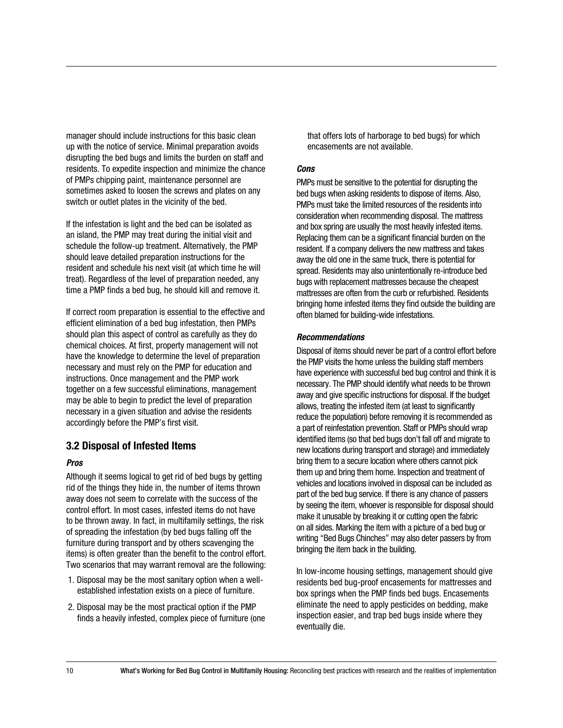manager should include instructions for this basic clean up with the notice of service. Minimal preparation avoids disrupting the bed bugs and limits the burden on staff and residents. To expedite inspection and minimize the chance of PMPs chipping paint, maintenance personnel are sometimes asked to loosen the screws and plates on any switch or outlet plates in the vicinity of the bed.

If the infestation is light and the bed can be isolated as an island, the PMP may treat during the initial visit and schedule the follow-up treatment. Alternatively, the PMP should leave detailed preparation instructions for the resident and schedule his next visit (at which time he will treat). Regardless of the level of preparation needed, any time a PMP finds a bed bug, he should kill and remove it.

If correct room preparation is essential to the effective and efficient elimination of a bed bug infestation, then PMPs should plan this aspect of control as carefully as they do chemical choices. At first, property management will not have the knowledge to determine the level of preparation necessary and must rely on the PMP for education and instructions. Once management and the PMP work together on a few successful eliminations, management may be able to begin to predict the level of preparation necessary in a given situation and advise the residents accordingly before the PMP's first visit.

## 3.2 Disposal of Infested Items

#### *Pros*

Although it seems logical to get rid of bed bugs by getting rid of the things they hide in, the number of items thrown away does not seem to correlate with the success of the control effort. In most cases, infested items do not have to be thrown away. In fact, in multifamily settings, the risk of spreading the infestation (by bed bugs falling off the furniture during transport and by others scavenging the items) is often greater than the benefit to the control effort. Two scenarios that may warrant removal are the following:

1. Disposal may be the most sanitary option when a well-established infestation exists on a piece of furniture.
2. Disposal may be the most practical option if the PMP finds a heavily infested, complex piece of furniture (one that offers lots of harborage to bed bugs) for which encasements are not available.

#### *Cons*

PMPs must be sensitive to the potential for disrupting the bed bugs when asking residents to dispose of items. Also, PMPs must take the limited resources of the residents into consideration when recommending disposal. The mattress and box spring are usually the most heavily infested items. Replacing them can be a significant financial burden on the resident. If a company delivers the new mattress and takes away the old one in the same truck, there is potential for spread. Residents may also unintentionally re-introduce bed bugs with replacement mattresses because the cheapest mattresses are often from the curb or refurbished. Residents bringing home infested items they find outside the building are often blamed for building-wide infestations.

#### *Recommendations*

Disposal of items should never be part of a control effort before the PMP visits the home unless the building staff members have experience with successful bed bug control and think it is necessary. The PMP should identify what needs to be thrown away and give specific instructions for disposal. If the budget allows, treating the infested item (at least to significantly reduce the population) before removing it is recommended as a part of reinfestation prevention. Staff or PMPs should wrap identified items (so that bed bugs don't fall off and migrate to new locations during transport and storage) and immediately bring them to a secure location where others cannot pick them up and bring them home. Inspection and treatment of vehicles and locations involved in disposal can be included as part of the bed bug service. If there is any chance of passers by seeing the item, whoever is responsible for disposal should make it unusable by breaking it or cutting open the fabric on all sides. Marking the item with a picture of a bed bug or writing "Bed Bugs Chinches" may also deter passers by from bringing the item back in the building.

In low-income housing settings, management should give residents bed bug-proof encasements for mattresses and box springs when the PMP finds bed bugs. Encasements eliminate the need to apply pesticides on bedding, make inspection easier, and trap bed bugs inside where they eventually die.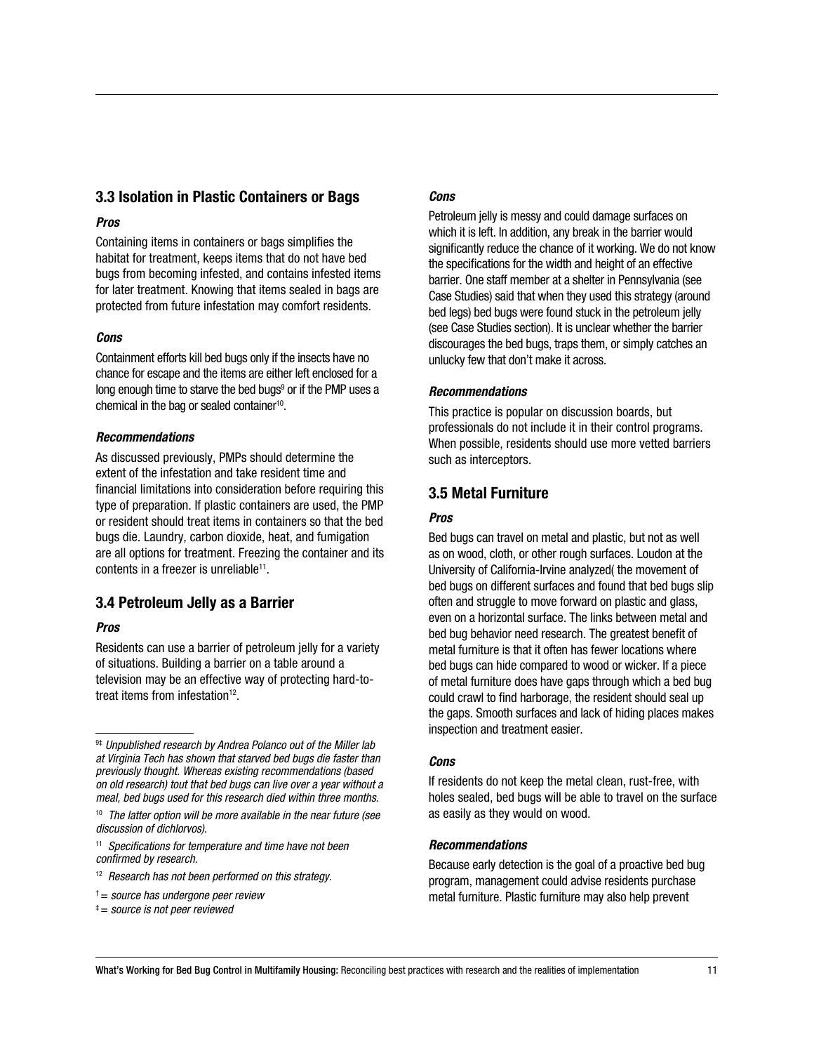## 3.3 Isolation in Plastic Containers or Bags

***Pros***

Containing items in containers or bags simplifies the habitat for treatment, keeps items that do not have bed bugs from becoming infested, and contains infested items for later treatment. Knowing that items sealed in bags are protected from future infestation may comfort residents.

***Cons***

Containment efforts kill bed bugs only if the insects have no chance for escape and the items are either left enclosed for a long enough time to starve the bed bugs[9] or if the PMP uses a chemical in the bag or sealed container[10].

***Recommendations***

As discussed previously, PMPs should determine the extent of the infestation and take resident time and financial limitations into consideration before requiring this type of preparation. If plastic containers are used, the PMP or resident should treat items in containers so that the bed bugs die. Laundry, carbon dioxide, heat, and fumigation are all options for treatment. Freezing the container and its contents in a freezer is unreliable[11].

## 3.4 Petroleum Jelly as a Barrier

***Pros***

Residents can use a barrier of petroleum jelly for a variety of situations. Building a barrier on a table around a television may be an effective way of protecting hard-to-treat items from infestation[12].

***Cons***

Petroleum jelly is messy and could damage surfaces on which it is left. In addition, any break in the barrier would significantly reduce the chance of it working. We do not know the specifications for the width and height of an effective barrier. One staff member at a shelter in Pennsylvania (see Case Studies) said that when they used this strategy (around bed legs) bed bugs were found stuck in the petroleum jelly (see Case Studies section). It is unclear whether the barrier discourages the bed bugs, traps them, or simply catches an unlucky few that don't make it across.

***Recommendations***

This practice is popular on discussion boards, but professionals do not include it in their control programs. When possible, residents should use more vetted barriers such as interceptors.

## 3.5 Metal Furniture

***Pros***

Bed bugs can travel on metal and plastic, but not as well as on wood, cloth, or other rough surfaces. Loudon at the University of California-Irvine analyzed( the movement of bed bugs on different surfaces and found that bed bugs slip often and struggle to move forward on plastic and glass, even on a horizontal surface. The links between metal and bed bug behavior need research. The greatest benefit of metal furniture is that it often has fewer locations where bed bugs can hide compared to wood or wicker. If a piece of metal furniture does have gaps through which a bed bug could crawl to find harborage, the resident should seal up the gaps. Smooth surfaces and lack of hiding places makes inspection and treatment easier.

***Cons***

If residents do not keep the metal clean, rust-free, with holes sealed, bed bugs will be able to travel on the surface as easily as they would on wood.

***Recommendations***

Because early detection is the goal of a proactive bed bug program, management could advise residents purchase metal furniture. Plastic furniture may also help prevent

---

[9‡] *Unpublished research by Andrea Polanco out of the Miller lab at Virginia Tech has shown that starved bed bugs die faster than previously thought. Whereas existing recommendations (based on old research) tout that bed bugs can live over a year without a meal, bed bugs used for this research died within three months.*

[10] *The latter option will be more available in the near future (see discussion of dichlorvos).*

[11] *Specifications for temperature and time have not been confirmed by research.*

[12] *Research has not been performed on this strategy.*

† = *source has undergone peer review*

‡ = *source is not peer reviewed*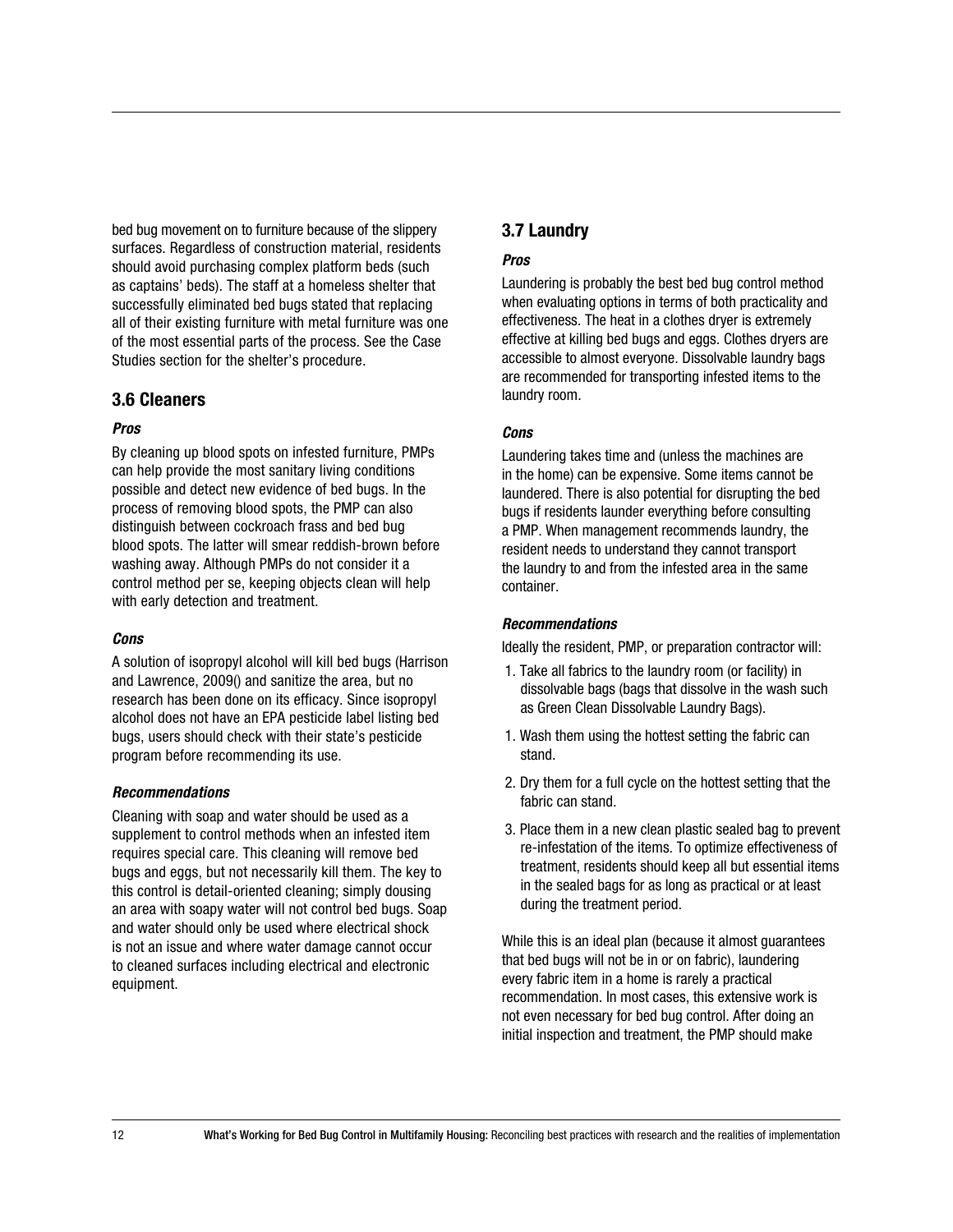bed bug movement on to furniture because of the slippery surfaces. Regardless of construction material, residents should avoid purchasing complex platform beds (such as captains' beds). The staff at a homeless shelter that successfully eliminated bed bugs stated that replacing all of their existing furniture with metal furniture was one of the most essential parts of the process. See the Case Studies section for the shelter's procedure.

## 3.6 Cleaners

### *Pros*

By cleaning up blood spots on infested furniture, PMPs can help provide the most sanitary living conditions possible and detect new evidence of bed bugs. In the process of removing blood spots, the PMP can also distinguish between cockroach frass and bed bug blood spots. The latter will smear reddish-brown before washing away. Although PMPs do not consider it a control method per se, keeping objects clean will help with early detection and treatment.

### *Cons*

A solution of isopropyl alcohol will kill bed bugs (Harrison and Lawrence, 2009() and sanitize the area, but no research has been done on its efficacy. Since isopropyl alcohol does not have an EPA pesticide label listing bed bugs, users should check with their state's pesticide program before recommending its use.

### *Recommendations*

Cleaning with soap and water should be used as a supplement to control methods when an infested item requires special care. This cleaning will remove bed bugs and eggs, but not necessarily kill them. The key to this control is detail-oriented cleaning; simply dousing an area with soapy water will not control bed bugs. Soap and water should only be used where electrical shock is not an issue and where water damage cannot occur to cleaned surfaces including electrical and electronic equipment.

## 3.7 Laundry

### *Pros*

Laundering is probably the best bed bug control method when evaluating options in terms of both practicality and effectiveness. The heat in a clothes dryer is extremely effective at killing bed bugs and eggs. Clothes dryers are accessible to almost everyone. Dissolvable laundry bags are recommended for transporting infested items to the laundry room.

### *Cons*

Laundering takes time and (unless the machines are in the home) can be expensive. Some items cannot be laundered. There is also potential for disrupting the bed bugs if residents launder everything before consulting a PMP. When management recommends laundry, the resident needs to understand they cannot transport the laundry to and from the infested area in the same container.

### *Recommendations*

Ideally the resident, PMP, or preparation contractor will:

1. Take all fabrics to the laundry room (or facility) in dissolvable bags (bags that dissolve in the wash such as Green Clean Dissolvable Laundry Bags).
1. Wash them using the hottest setting the fabric can stand.
2. Dry them for a full cycle on the hottest setting that the fabric can stand.
3. Place them in a new clean plastic sealed bag to prevent re-infestation of the items. To optimize effectiveness of treatment, residents should keep all but essential items in the sealed bags for as long as practical or at least during the treatment period.

While this is an ideal plan (because it almost guarantees that bed bugs will not be in or on fabric), laundering every fabric item in a home is rarely a practical recommendation. In most cases, this extensive work is not even necessary for bed bug control. After doing an initial inspection and treatment, the PMP should make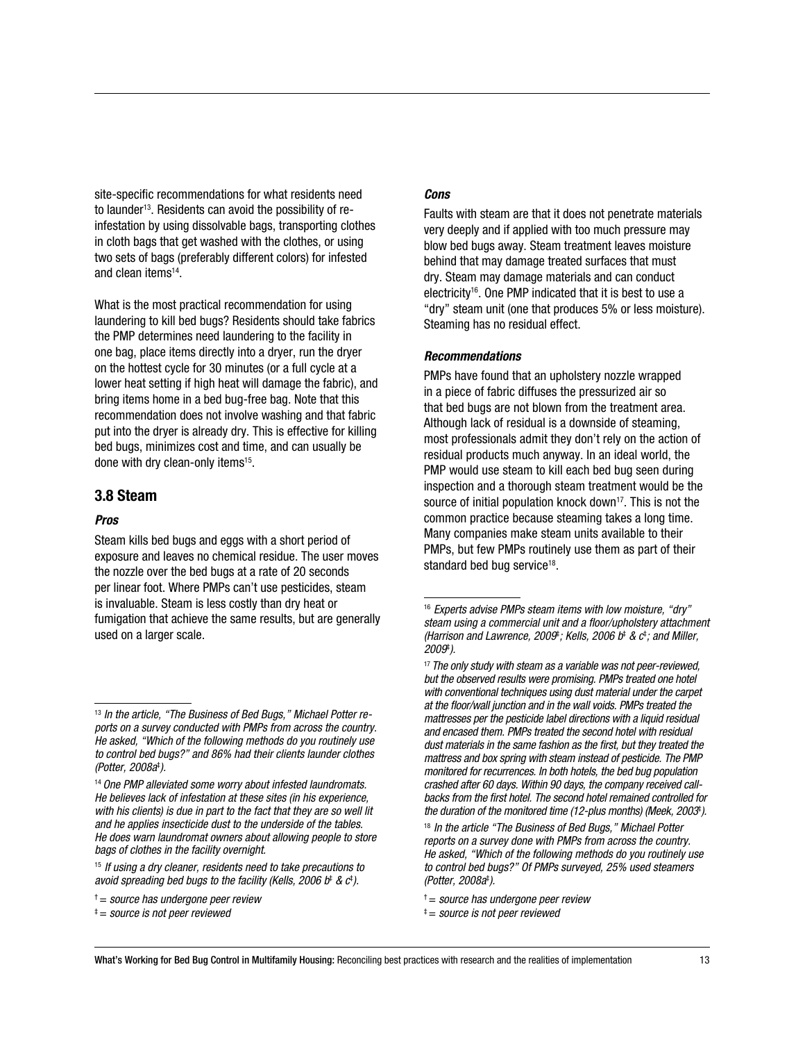site-specific recommendations for what residents need to launder[13]. Residents can avoid the possibility of re-infestation by using dissolvable bags, transporting clothes in cloth bags that get washed with the clothes, or using two sets of bags (preferably different colors) for infested and clean items[14].

What is the most practical recommendation for using laundering to kill bed bugs? Residents should take fabrics the PMP determines need laundering to the facility in one bag, place items directly into a dryer, run the dryer on the hottest cycle for 30 minutes (or a full cycle at a lower heat setting if high heat will damage the fabric), and bring items home in a bed bug-free bag. Note that this recommendation does not involve washing and that fabric put into the dryer is already dry. This is effective for killing bed bugs, minimizes cost and time, and can usually be done with dry clean-only items[15].

## 3.8 Steam

### *Pros*

Steam kills bed bugs and eggs with a short period of exposure and leaves no chemical residue. The user moves the nozzle over the bed bugs at a rate of 20 seconds per linear foot. Where PMPs can't use pesticides, steam is invaluable. Steam is less costly than dry heat or fumigation that achieve the same results, but are generally used on a larger scale.

### *Cons*

Faults with steam are that it does not penetrate materials very deeply and if applied with too much pressure may blow bed bugs away. Steam treatment leaves moisture behind that may damage treated surfaces that must dry. Steam may damage materials and can conduct electricity[16]. One PMP indicated that it is best to use a "dry" steam unit (one that produces 5% or less moisture). Steaming has no residual effect.

### *Recommendations*

PMPs have found that an upholstery nozzle wrapped in a piece of fabric diffuses the pressurized air so that bed bugs are not blown from the treatment area. Although lack of residual is a downside of steaming, most professionals admit they don't rely on the action of residual products much anyway. In an ideal world, the PMP would use steam to kill each bed bug seen during inspection and a thorough steam treatment would be the source of initial population knock down[17]. This is not the common practice because steaming takes a long time. Many companies make steam units available to their PMPs, but few PMPs routinely use them as part of their standard bed bug service[18].

---

[13] *In the article, "The Business of Bed Bugs," Michael Potter reports on a survey conducted with PMPs from across the country. He asked, "Which of the following methods do you routinely use to control bed bugs?" and 86% had their clients launder clothes (Potter, 2008a‡).*

[14] *One PMP alleviated some worry about infested laundromats. He believes lack of infestation at these sites (in his experience, with his clients) is due in part to the fact that they are so well lit and he applies insecticide dust to the underside of the tables. He does warn laundromat owners about allowing people to store bags of clothes in the facility overnight.*

[15] *If using a dry cleaner, residents need to take precautions to avoid spreading bed bugs to the facility (Kells, 2006 b‡ & c‡).*

[16] *Experts advise PMPs steam items with low moisture, "dry" steam using a commercial unit and a floor/upholstery attachment (Harrison and Lawrence, 2009‡; Kells, 2006 b‡ & c‡; and Miller, 2009‡).*

[17] *The only study with steam as a variable was not peer-reviewed, but the observed results were promising. PMPs treated one hotel with conventional techniques using dust material under the carpet at the floor/wall junction and in the wall voids. PMPs treated the mattresses per the pesticide label directions with a liquid residual and encased them. PMPs treated the second hotel with residual dust materials in the same fashion as the first, but they treated the mattress and box spring with steam instead of pesticide. The PMP monitored for recurrences. In both hotels, the bed bug population crashed after 60 days. Within 90 days, the company received call-backs from the first hotel. The second hotel remained controlled for the duration of the monitored time (12-plus months) (Meek, 2003‡).*

[18] *In the article "The Business of Bed Bugs," Michael Potter reports on a survey done with PMPs from across the country. He asked, "Which of the following methods do you routinely use to control bed bugs?" Of PMPs surveyed, 25% used steamers (Potter, 2008a‡).*

† *= source has undergone peer review*

‡ *= source is not peer reviewed*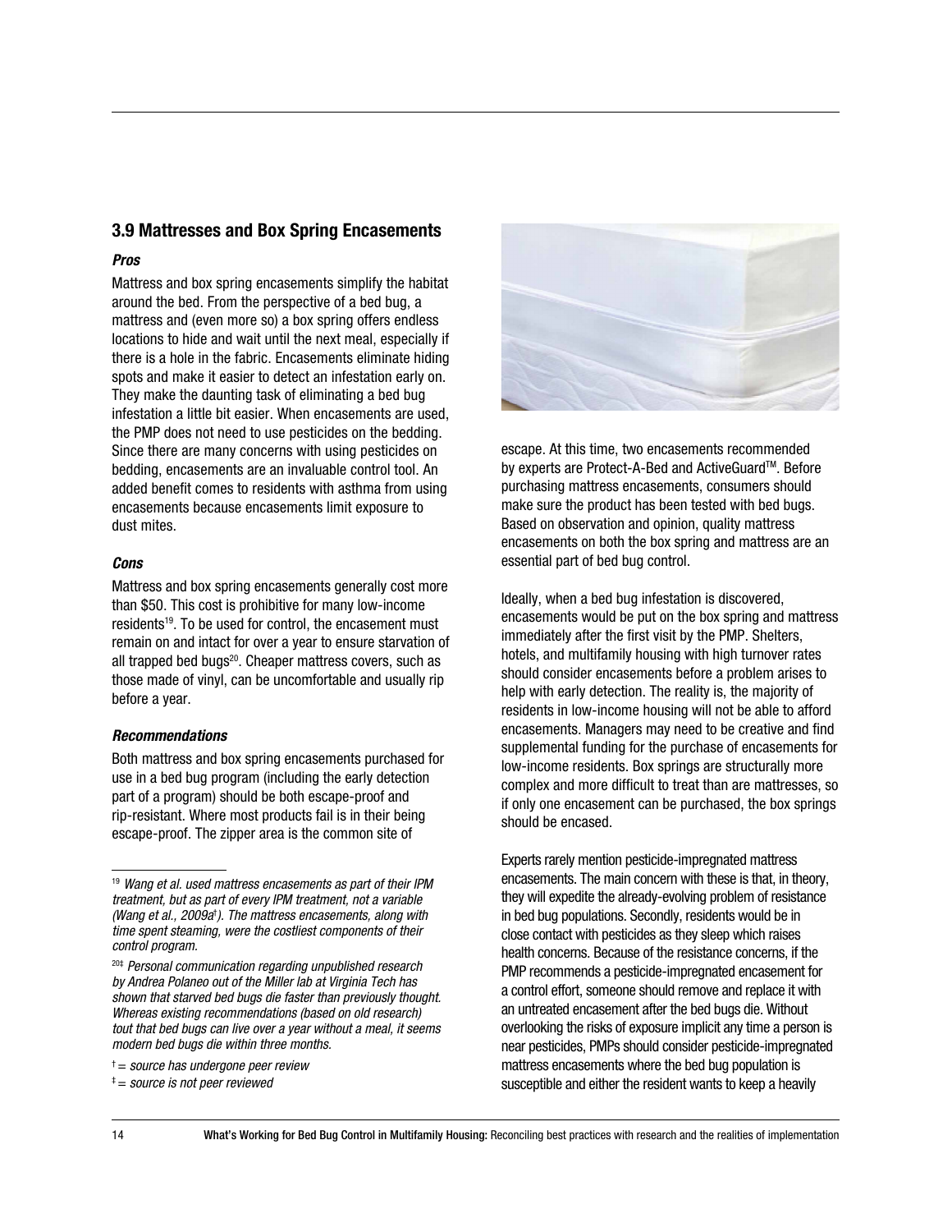## 3.9 Mattresses and Box Spring Encasements

***Pros***

Mattress and box spring encasements simplify the habitat around the bed. From the perspective of a bed bug, a mattress and (even more so) a box spring offers endless locations to hide and wait until the next meal, especially if there is a hole in the fabric. Encasements eliminate hiding spots and make it easier to detect an infestation early on. They make the daunting task of eliminating a bed bug infestation a little bit easier. When encasements are used, the PMP does not need to use pesticides on the bedding. Since there are many concerns with using pesticides on bedding, encasements are an invaluable control tool. An added benefit comes to residents with asthma from using encasements because encasements limit exposure to dust mites.

***Cons***

Mattress and box spring encasements generally cost more than $50. This cost is prohibitive for many low-income residents[19]. To be used for control, the encasement must remain on and intact for over a year to ensure starvation of all trapped bed bugs[20]. Cheaper mattress covers, such as those made of vinyl, can be uncomfortable and usually rip before a year.

***Recommendations***

Both mattress and box spring encasements purchased for use in a bed bug program (including the early detection part of a program) should be both escape-proof and rip-resistant. Where most products fail is in their being escape-proof. The zipper area is the common site of escape. At this time, two encasements recommended by experts are Protect-A-Bed and ActiveGuard™. Before purchasing mattress encasements, consumers should make sure the product has been tested with bed bugs. Based on observation and opinion, quality mattress encasements on both the box spring and mattress are an essential part of bed bug control.

Ideally, when a bed bug infestation is discovered, encasements would be put on the box spring and mattress immediately after the first visit by the PMP. Shelters, hotels, and multifamily housing with high turnover rates should consider encasements before a problem arises to help with early detection. The reality is, the majority of residents in low-income housing will not be able to afford encasements. Managers may need to be creative and find supplemental funding for the purchase of encasements for low-income residents. Box springs are structurally more complex and more difficult to treat than are mattresses, so if only one encasement can be purchased, the box springs should be encased.

Experts rarely mention pesticide-impregnated mattress encasements. The main concern with these is that, in theory, they will expedite the already-evolving problem of resistance in bed bug populations. Secondly, residents would be in close contact with pesticides as they sleep which raises health concerns. Because of the resistance concerns, if the PMP recommends a pesticide-impregnated encasement for a control effort, someone should remove and replace it with an untreated encasement after the bed bugs die. Without overlooking the risks of exposure implicit any time a person is near pesticides, PMPs should consider pesticide-impregnated mattress encasements where the bed bug population is susceptible and either the resident wants to keep a heavily

---

[19] *Wang et al. used mattress encasements as part of their IPM treatment, but as part of every IPM treatment, not a variable (Wang et al., 2009a†). The mattress encasements, along with time spent steaming, were the costliest components of their control program.*

[20]‡ *Personal communication regarding unpublished research by Andrea Polaneo out of the Miller lab at Virginia Tech has shown that starved bed bugs die faster than previously thought. Whereas existing recommendations (based on old research) tout that bed bugs can live over a year without a meal, it seems modern bed bugs die within three months.*

† = *source has undergone peer review*

‡ = *source is not peer reviewed*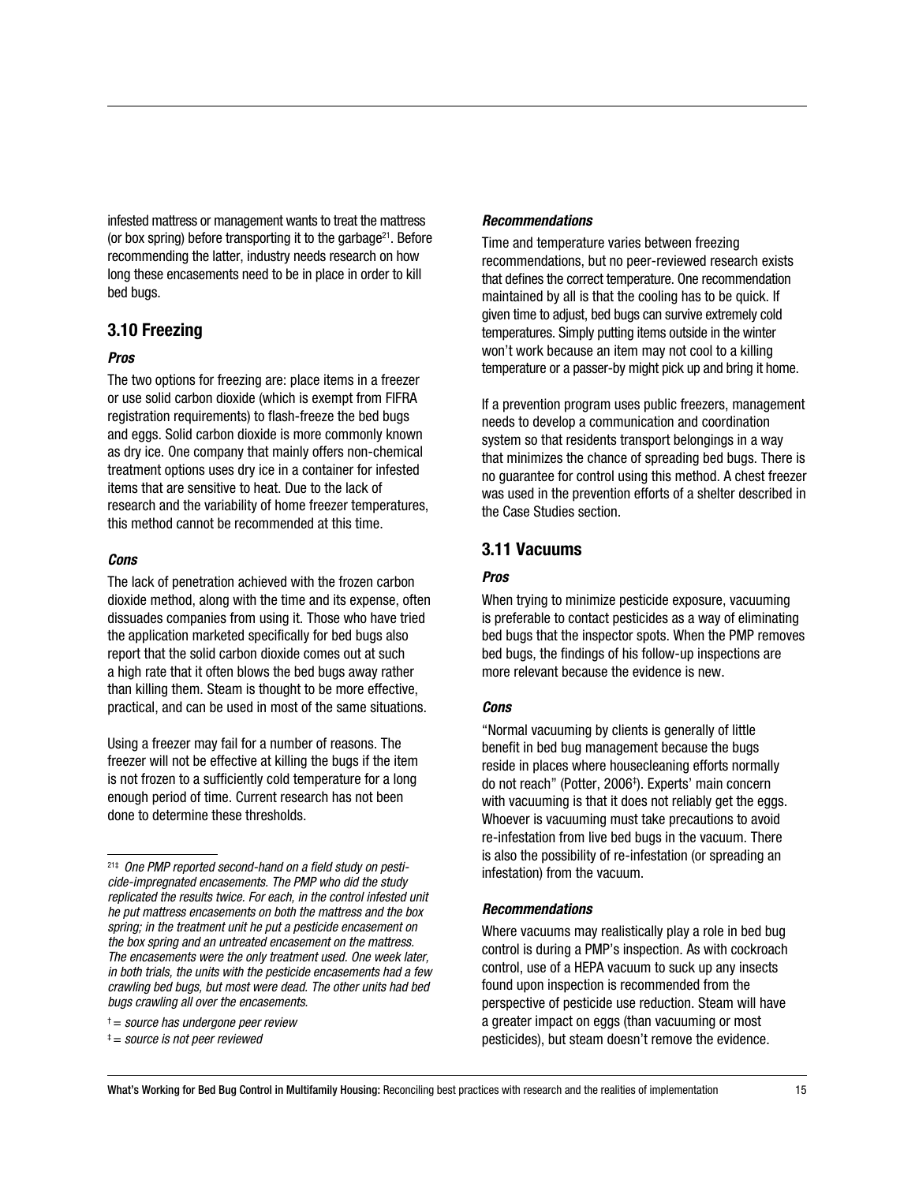infested mattress or management wants to treat the mattress (or box spring) before transporting it to the garbage[21]. Before recommending the latter, industry needs research on how long these encasements need to be in place in order to kill bed bugs.

## 3.10 Freezing

### *Pros*

The two options for freezing are: place items in a freezer or use solid carbon dioxide (which is exempt from FIFRA registration requirements) to flash-freeze the bed bugs and eggs. Solid carbon dioxide is more commonly known as dry ice. One company that mainly offers non-chemical treatment options uses dry ice in a container for infested items that are sensitive to heat. Due to the lack of research and the variability of home freezer temperatures, this method cannot be recommended at this time.

### *Cons*

The lack of penetration achieved with the frozen carbon dioxide method, along with the time and its expense, often dissuades companies from using it. Those who have tried the application marketed specifically for bed bugs also report that the solid carbon dioxide comes out at such a high rate that it often blows the bed bugs away rather than killing them. Steam is thought to be more effective, practical, and can be used in most of the same situations.

Using a freezer may fail for a number of reasons. The freezer will not be effective at killing the bugs if the item is not frozen to a sufficiently cold temperature for a long enough period of time. Current research has not been done to determine these thresholds.

### *Recommendations*

Time and temperature varies between freezing recommendations, but no peer-reviewed research exists that defines the correct temperature. One recommendation maintained by all is that the cooling has to be quick. If given time to adjust, bed bugs can survive extremely cold temperatures. Simply putting items outside in the winter won't work because an item may not cool to a killing temperature or a passer-by might pick up and bring it home.

If a prevention program uses public freezers, management needs to develop a communication and coordination system so that residents transport belongings in a way that minimizes the chance of spreading bed bugs. There is no guarantee for control using this method. A chest freezer was used in the prevention efforts of a shelter described in the Case Studies section.

## 3.11 Vacuums

### *Pros*

When trying to minimize pesticide exposure, vacuuming is preferable to contact pesticides as a way of eliminating bed bugs that the inspector spots. When the PMP removes bed bugs, the findings of his follow-up inspections are more relevant because the evidence is new.

### *Cons*

"Normal vacuuming by clients is generally of little benefit in bed bug management because the bugs reside in places where housecleaning efforts normally do not reach" (Potter, 2006‡). Experts' main concern with vacuuming is that it does not reliably get the eggs. Whoever is vacuuming must take precautions to avoid re-infestation from live bed bugs in the vacuum. There is also the possibility of re-infestation (or spreading an infestation) from the vacuum.

### *Recommendations*

Where vacuums may realistically play a role in bed bug control is during a PMP's inspection. As with cockroach control, use of a HEPA vacuum to suck up any insects found upon inspection is recommended from the perspective of pesticide use reduction. Steam will have a greater impact on eggs (than vacuuming or most pesticides), but steam doesn't remove the evidence.

---

[21]‡ *One PMP reported second-hand on a field study on pesticide-impregnated encasements. The PMP who did the study replicated the results twice. For each, in the control infested unit he put mattress encasements on both the mattress and the box spring; in the treatment unit he put a pesticide encasement on the box spring and an untreated encasement on the mattress. The encasements were the only treatment used. One week later, in both trials, the units with the pesticide encasements had a few crawling bed bugs, but most were dead. The other units had bed bugs crawling all over the encasements.*

† = *source has undergone peer review*

‡ = *source is not peer reviewed*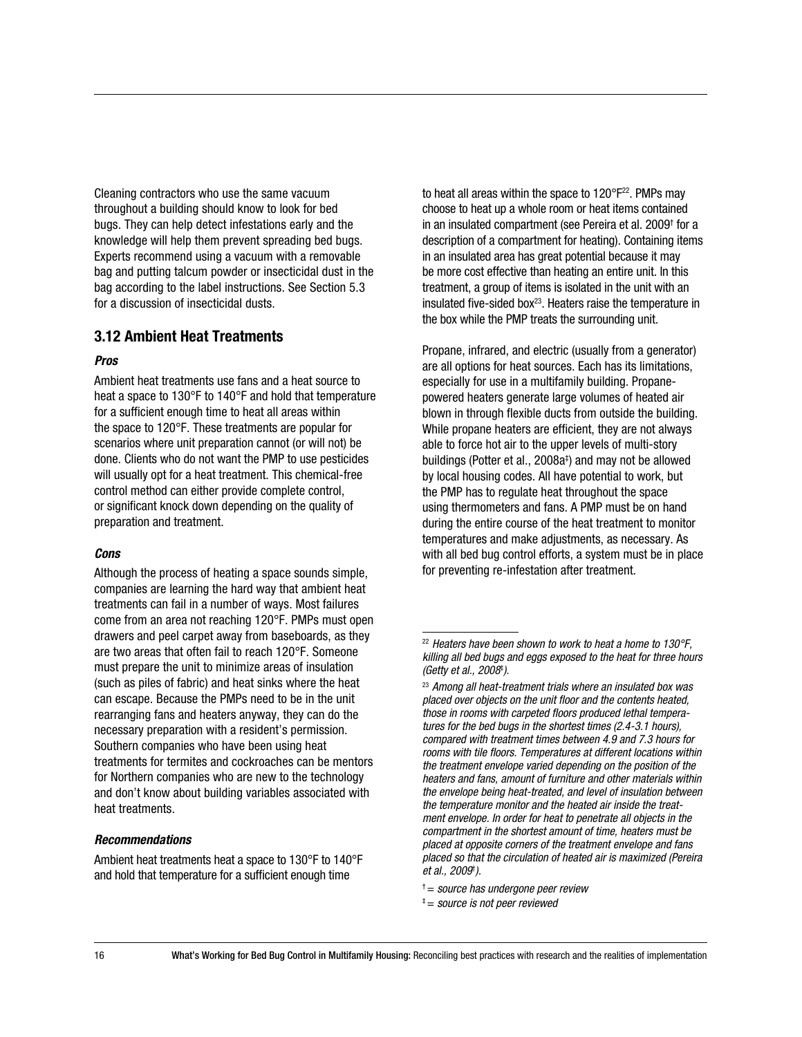Cleaning contractors who use the same vacuum throughout a building should know to look for bed bugs. They can help detect infestations early and the knowledge will help them prevent spreading bed bugs. Experts recommend using a vacuum with a removable bag and putting talcum powder or insecticidal dust in the bag according to the label instructions. See Section 5.3 for a discussion of insecticidal dusts.

## 3.12 Ambient Heat Treatments

### *Pros*

Ambient heat treatments use fans and a heat source to heat a space to 130°F to 140°F and hold that temperature for a sufficient enough time to heat all areas within the space to 120°F. These treatments are popular for scenarios where unit preparation cannot (or will not) be done. Clients who do not want the PMP to use pesticides will usually opt for a heat treatment. This chemical-free control method can either provide complete control, or significant knock down depending on the quality of preparation and treatment.

### *Cons*

Although the process of heating a space sounds simple, companies are learning the hard way that ambient heat treatments can fail in a number of ways. Most failures come from an area not reaching 120°F. PMPs must open drawers and peel carpet away from baseboards, as they are two areas that often fail to reach 120°F. Someone must prepare the unit to minimize areas of insulation (such as piles of fabric) and heat sinks where the heat can escape. Because the PMPs need to be in the unit rearranging fans and heaters anyway, they can do the necessary preparation with a resident's permission. Southern companies who have been using heat treatments for termites and cockroaches can be mentors for Northern companies who are new to the technology and don't know about building variables associated with heat treatments.

### *Recommendations*

Ambient heat treatments heat a space to 130°F to 140°F and hold that temperature for a sufficient enough time to heat all areas within the space to 120°F[22]. PMPs may choose to heat up a whole room or heat items contained in an insulated compartment (see Pereira et al. 2009† for a description of a compartment for heating). Containing items in an insulated area has great potential because it may be more cost effective than heating an entire unit. In this treatment, a group of items is isolated in the unit with an insulated five-sided box[23]. Heaters raise the temperature in the box while the PMP treats the surrounding unit.

Propane, infrared, and electric (usually from a generator) are all options for heat sources. Each has its limitations, especially for use in a multifamily building. Propane-powered heaters generate large volumes of heated air blown in through flexible ducts from outside the building. While propane heaters are efficient, they are not always able to force hot air to the upper levels of multi-story buildings (Potter et al., 2008a‡) and may not be allowed by local housing codes. All have potential to work, but the PMP has to regulate heat throughout the space using thermometers and fans. A PMP must be on hand during the entire course of the heat treatment to monitor temperatures and make adjustments, as necessary. As with all bed bug control efforts, a system must be in place for preventing re-infestation after treatment.

---

[22] *Heaters have been shown to work to heat a home to 130°F, killing all bed bugs and eggs exposed to the heat for three hours (Getty et al., 2008‡).*

[23] *Among all heat-treatment trials where an insulated box was placed over objects on the unit floor and the contents heated, those in rooms with carpeted floors produced lethal temperatures for the bed bugs in the shortest times (2.4-3.1 hours), compared with treatment times between 4.9 and 7.3 hours for rooms with tile floors. Temperatures at different locations within the treatment envelope varied depending on the position of the heaters and fans, amount of furniture and other materials within the envelope being heat-treated, and level of insulation between the temperature monitor and the heated air inside the treatment envelope. In order for heat to penetrate all objects in the compartment in the shortest amount of time, heaters must be placed at opposite corners of the treatment envelope and fans placed so that the circulation of heated air is maximized (Pereira et al., 2009†).*

† *= source has undergone peer review*

‡ *= source is not peer reviewed*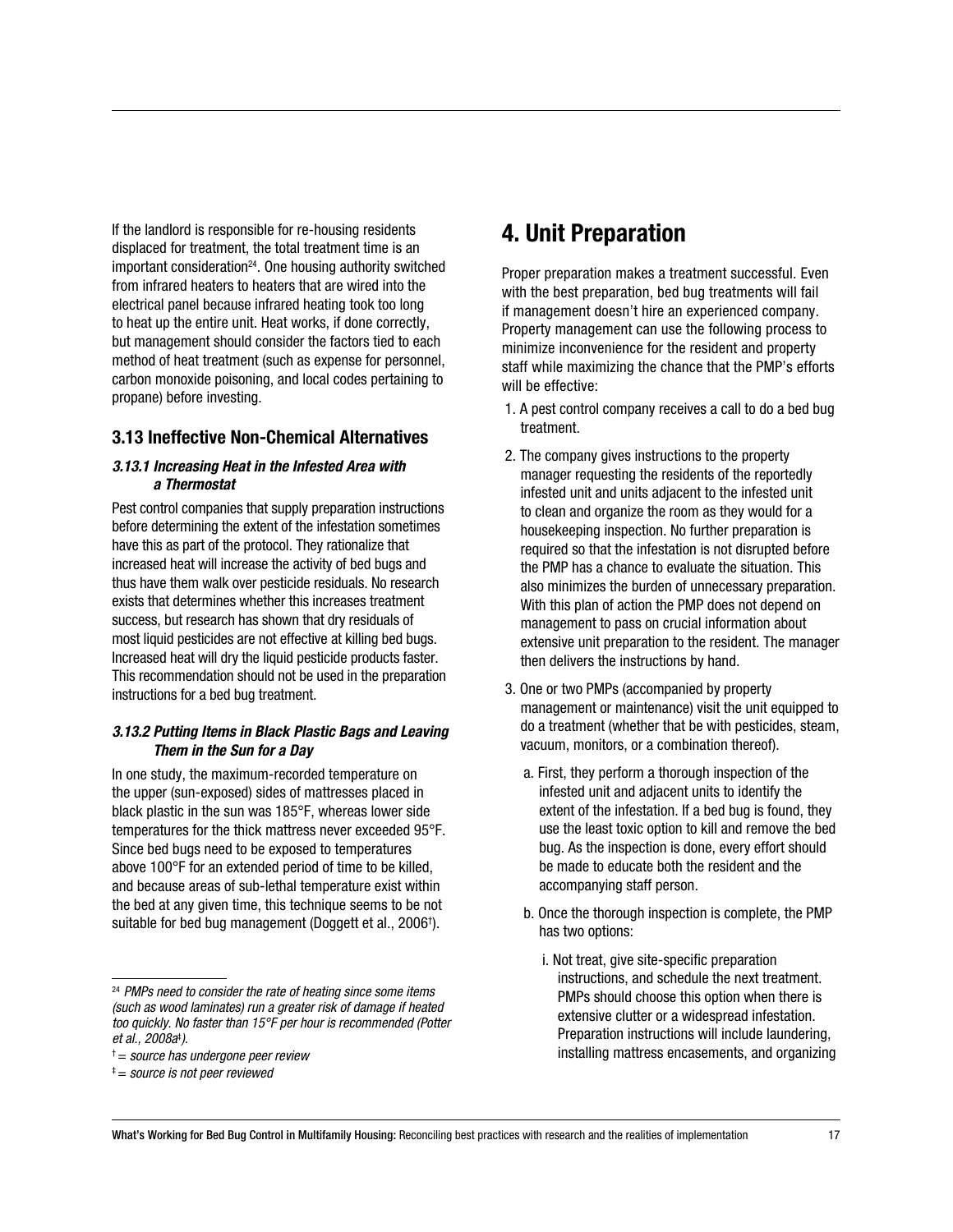If the landlord is responsible for re-housing residents displaced for treatment, the total treatment time is an important consideration[24]. One housing authority switched from infrared heaters to heaters that are wired into the electrical panel because infrared heating took too long to heat up the entire unit. Heat works, if done correctly, but management should consider the factors tied to each method of heat treatment (such as expense for personnel, carbon monoxide poisoning, and local codes pertaining to propane) before investing.

### 3.13 Ineffective Non-Chemical Alternatives

#### *3.13.1 Increasing Heat in the Infested Area with a Thermostat*

Pest control companies that supply preparation instructions before determining the extent of the infestation sometimes have this as part of the protocol. They rationalize that increased heat will increase the activity of bed bugs and thus have them walk over pesticide residuals. No research exists that determines whether this increases treatment success, but research has shown that dry residuals of most liquid pesticides are not effective at killing bed bugs. Increased heat will dry the liquid pesticide products faster. This recommendation should not be used in the preparation instructions for a bed bug treatment.

#### *3.13.2 Putting Items in Black Plastic Bags and Leaving Them in the Sun for a Day*

In one study, the maximum-recorded temperature on the upper (sun-exposed) sides of mattresses placed in black plastic in the sun was 185°F, whereas lower side temperatures for the thick mattress never exceeded 95°F. Since bed bugs need to be exposed to temperatures above 100°F for an extended period of time to be killed, and because areas of sub-lethal temperature exist within the bed at any given time, this technique seems to be not suitable for bed bug management (Doggett et al., 2006[†]).

[24] *PMPs need to consider the rate of heating since some items (such as wood laminates) run a greater risk of damage if heated too quickly. No faster than 15°F per hour is recommended (Potter et al., 2008a[‡]).*

[†] *= source has undergone peer review*

[‡] *= source is not peer reviewed*

## 4. Unit Preparation

Proper preparation makes a treatment successful. Even with the best preparation, bed bug treatments will fail if management doesn't hire an experienced company. Property management can use the following process to minimize inconvenience for the resident and property staff while maximizing the chance that the PMP's efforts will be effective:

1. A pest control company receives a call to do a bed bug treatment.
2. The company gives instructions to the property manager requesting the residents of the reportedly infested unit and units adjacent to the infested unit to clean and organize the room as they would for a housekeeping inspection. No further preparation is required so that the infestation is not disrupted before the PMP has a chance to evaluate the situation. This also minimizes the burden of unnecessary preparation. With this plan of action the PMP does not depend on management to pass on crucial information about extensive unit preparation to the resident. The manager then delivers the instructions by hand.
3. One or two PMPs (accompanied by property management or maintenance) visit the unit equipped to do a treatment (whether that be with pesticides, steam, vacuum, monitors, or a combination thereof).
   a. First, they perform a thorough inspection of the infested unit and adjacent units to identify the extent of the infestation. If a bed bug is found, they use the least toxic option to kill and remove the bed bug. As the inspection is done, every effort should be made to educate both the resident and the accompanying staff person.
   b. Once the thorough inspection is complete, the PMP has two options:
      i. Not treat, give site-specific preparation instructions, and schedule the next treatment. PMPs should choose this option when there is extensive clutter or a widespread infestation. Preparation instructions will include laundering, installing mattress encasements, and organizing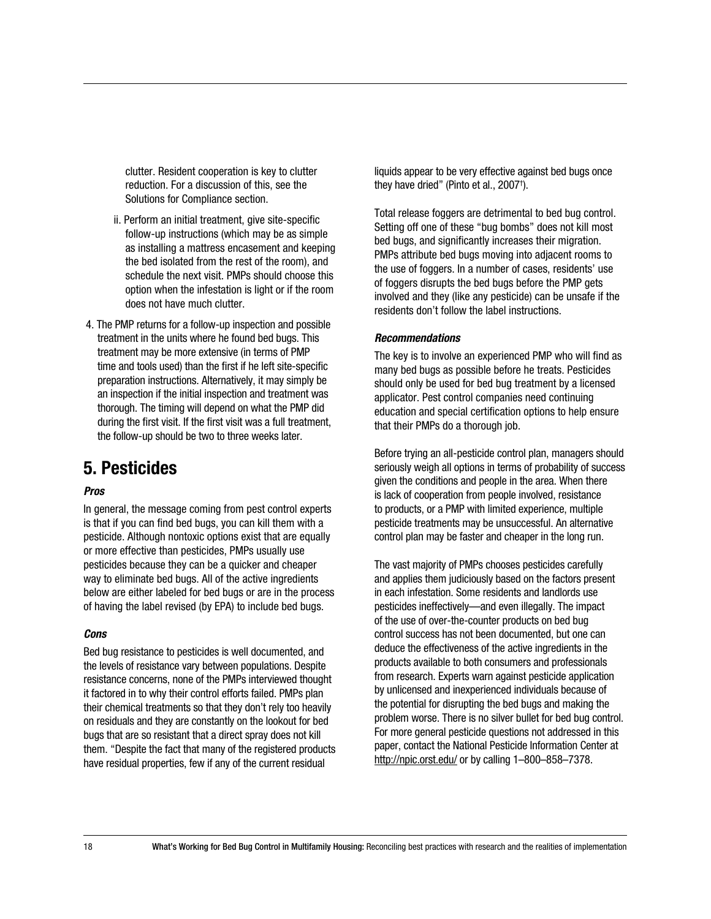clutter. Resident cooperation is key to clutter reduction. For a discussion of this, see the Solutions for Compliance section.

   ii. Perform an initial treatment, give site-specific follow-up instructions (which may be as simple as installing a mattress encasement and keeping the bed isolated from the rest of the room), and schedule the next visit. PMPs should choose this option when the infestation is light or if the room does not have much clutter.

4. The PMP returns for a follow-up inspection and possible treatment in the units where he found bed bugs. This treatment may be more extensive (in terms of PMP time and tools used) than the first if he left site-specific preparation instructions. Alternatively, it may simply be an inspection if the initial inspection and treatment was thorough. The timing will depend on what the PMP did during the first visit. If the first visit was a full treatment, the follow-up should be two to three weeks later.

## 5. Pesticides

### *Pros*

In general, the message coming from pest control experts is that if you can find bed bugs, you can kill them with a pesticide. Although nontoxic options exist that are equally or more effective than pesticides, PMPs usually use pesticides because they can be a quicker and cheaper way to eliminate bed bugs. All of the active ingredients below are either labeled for bed bugs or are in the process of having the label revised (by EPA) to include bed bugs.

### *Cons*

Bed bug resistance to pesticides is well documented, and the levels of resistance vary between populations. Despite resistance concerns, none of the PMPs interviewed thought it factored in to why their control efforts failed. PMPs plan their chemical treatments so that they don't rely too heavily on residuals and they are constantly on the lookout for bed bugs that are so resistant that a direct spray does not kill them. "Despite the fact that many of the registered products have residual properties, few if any of the current residual liquids appear to be very effective against bed bugs once they have dried" (Pinto et al., 2007[†]).

Total release foggers are detrimental to bed bug control. Setting off one of these "bug bombs" does not kill most bed bugs, and significantly increases their migration. PMPs attribute bed bugs moving into adjacent rooms to the use of foggers. In a number of cases, residents' use of foggers disrupts the bed bugs before the PMP gets involved and they (like any pesticide) can be unsafe if the residents don't follow the label instructions.

### *Recommendations*

The key is to involve an experienced PMP who will find as many bed bugs as possible before he treats. Pesticides should only be used for bed bug treatment by a licensed applicator. Pest control companies need continuing education and special certification options to help ensure that their PMPs do a thorough job.

Before trying an all-pesticide control plan, managers should seriously weigh all options in terms of probability of success given the conditions and people in the area. When there is lack of cooperation from people involved, resistance to products, or a PMP with limited experience, multiple pesticide treatments may be unsuccessful. An alternative control plan may be faster and cheaper in the long run.

The vast majority of PMPs chooses pesticides carefully and applies them judiciously based on the factors present in each infestation. Some residents and landlords use pesticides ineffectively—and even illegally. The impact of the use of over-the-counter products on bed bug control success has not been documented, but one can deduce the effectiveness of the active ingredients in the products available to both consumers and professionals from research. Experts warn against pesticide application by unlicensed and inexperienced individuals because of the potential for disrupting the bed bugs and making the problem worse. There is no silver bullet for bed bug control. For more general pesticide questions not addressed in this paper, contact the National Pesticide Information Center at http://npic.orst.edu/ or by calling 1–800–858–7378.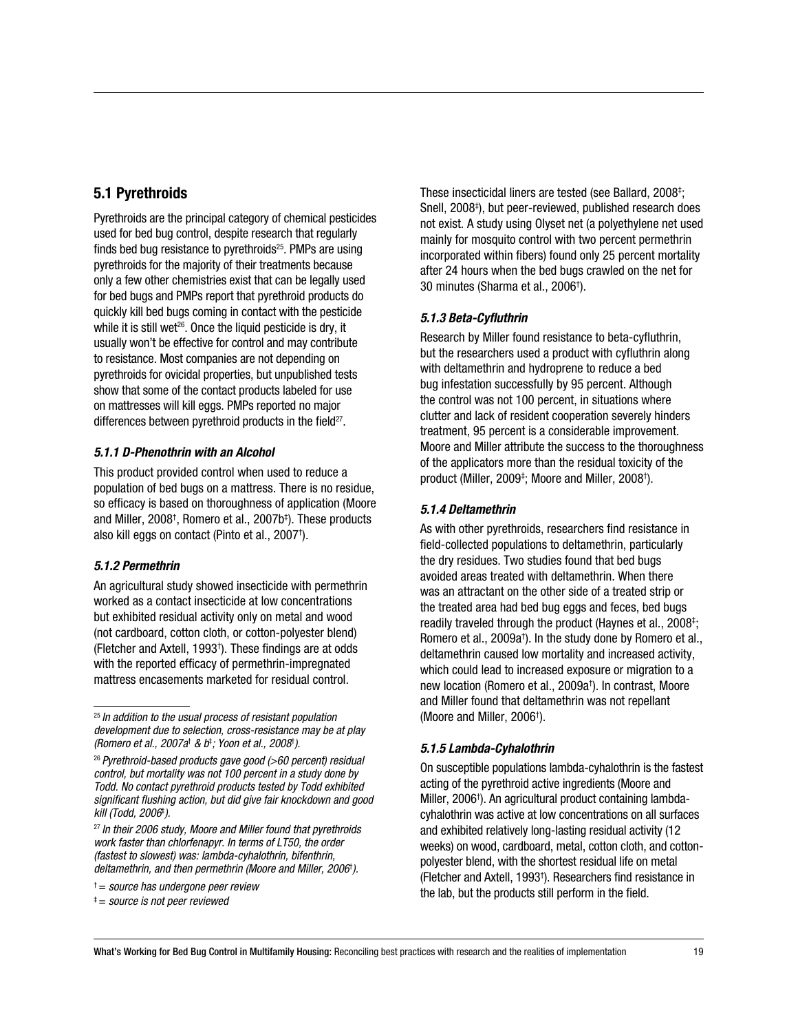## 5.1 Pyrethroids

Pyrethroids are the principal category of chemical pesticides used for bed bug control, despite research that regularly finds bed bug resistance to pyrethroids[25]. PMPs are using pyrethroids for the majority of their treatments because only a few other chemistries exist that can be legally used for bed bugs and PMPs report that pyrethroid products do quickly kill bed bugs coming in contact with the pesticide while it is still wet[26]. Once the liquid pesticide is dry, it usually won't be effective for control and may contribute to resistance. Most companies are not depending on pyrethroids for ovicidal properties, but unpublished tests show that some of the contact products labeled for use on mattresses will kill eggs. PMPs reported no major differences between pyrethroid products in the field[27].

### *5.1.1 D-Phenothrin with an Alcohol*

This product provided control when used to reduce a population of bed bugs on a mattress. There is no residue, so efficacy is based on thoroughness of application (Moore and Miller, 2008†, Romero et al., 2007b‡). These products also kill eggs on contact (Pinto et al., 2007†).

### *5.1.2 Permethrin*

An agricultural study showed insecticide with permethrin worked as a contact insecticide at low concentrations but exhibited residual activity only on metal and wood (not cardboard, cotton cloth, or cotton-polyester blend) (Fletcher and Axtell, 1993†). These findings are at odds with the reported efficacy of permethrin-impregnated mattress encasements marketed for residual control.

These insecticidal liners are tested (see Ballard, 2008‡; Snell, 2008‡), but peer-reviewed, published research does not exist. A study using Olyset net (a polyethylene net used mainly for mosquito control with two percent permethrin incorporated within fibers) found only 25 percent mortality after 24 hours when the bed bugs crawled on the net for 30 minutes (Sharma et al., 2006†).

### *5.1.3 Beta-Cyfluthrin*

Research by Miller found resistance to beta-cyfluthrin, but the researchers used a product with cyfluthrin along with deltamethrin and hydroprene to reduce a bed bug infestation successfully by 95 percent. Although the control was not 100 percent, in situations where clutter and lack of resident cooperation severely hinders treatment, 95 percent is a considerable improvement. Moore and Miller attribute the success to the thoroughness of the applicators more than the residual toxicity of the product (Miller, 2009‡; Moore and Miller, 2008†).

### *5.1.4 Deltamethrin*

As with other pyrethroids, researchers find resistance in field-collected populations to deltamethrin, particularly the dry residues. Two studies found that bed bugs avoided areas treated with deltamethrin. When there was an attractant on the other side of a treated strip or the treated area had bed bug eggs and feces, bed bugs readily traveled through the product (Haynes et al., 2008‡; Romero et al., 2009a†). In the study done by Romero et al., deltamethrin caused low mortality and increased activity, which could lead to increased exposure or migration to a new location (Romero et al., 2009a†). In contrast, Moore and Miller found that deltamethrin was not repellant (Moore and Miller, 2006†).

### *5.1.5 Lambda-Cyhalothrin*

On susceptible populations lambda-cyhalothrin is the fastest acting of the pyrethroid active ingredients (Moore and Miller, 2006†). An agricultural product containing lambda-cyhalothrin was active at low concentrations on all surfaces and exhibited relatively long-lasting residual activity (12 weeks) on wood, cardboard, metal, cotton cloth, and cotton-polyester blend, with the shortest residual life on metal (Fletcher and Axtell, 1993†). Researchers find resistance in the lab, but the products still perform in the field.

---

[25] *In addition to the usual process of resistant population development due to selection, cross-resistance may be at play (Romero et al., 2007a† & b‡; Yoon et al., 2008†).*

[26] *Pyrethroid-based products gave good (>60 percent) residual control, but mortality was not 100 percent in a study done by Todd. No contact pyrethroid products tested by Todd exhibited significant flushing action, but did give fair knockdown and good kill (Todd, 2006‡).*

[27] *In their 2006 study, Moore and Miller found that pyrethroids work faster than chlorfenapyr. In terms of LT50, the order (fastest to slowest) was: lambda-cyhalothrin, bifenthrin, deltamethrin, and then permethrin (Moore and Miller, 2006†).*

*† = source has undergone peer review*

*‡ = source is not peer reviewed*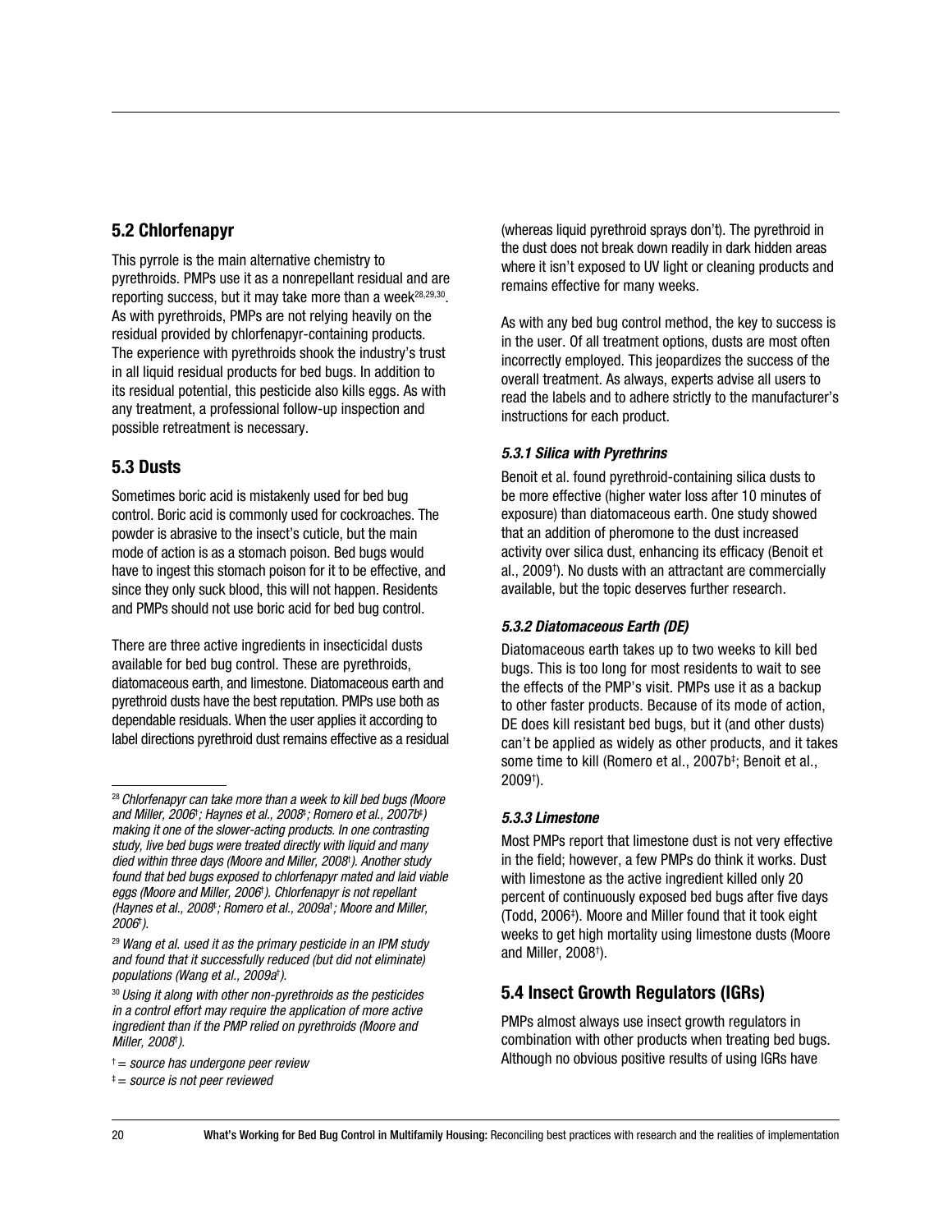## 5.2 Chlorfenapyr

This pyrrole is the main alternative chemistry to pyrethroids. PMPs use it as a nonrepellant residual and are reporting success, but it may take more than a week[28,29,30]. As with pyrethroids, PMPs are not relying heavily on the residual provided by chlorfenapyr-containing products. The experience with pyrethroids shook the industry's trust in all liquid residual products for bed bugs. In addition to its residual potential, this pesticide also kills eggs. As with any treatment, a professional follow-up inspection and possible retreatment is necessary.

## 5.3 Dusts

Sometimes boric acid is mistakenly used for bed bug control. Boric acid is commonly used for cockroaches. The powder is abrasive to the insect's cuticle, but the main mode of action is as a stomach poison. Bed bugs would have to ingest this stomach poison for it to be effective, and since they only suck blood, this will not happen. Residents and PMPs should not use boric acid for bed bug control.

There are three active ingredients in insecticidal dusts available for bed bug control. These are pyrethroids, diatomaceous earth, and limestone. Diatomaceous earth and pyrethroid dusts have the best reputation. PMPs use both as dependable residuals. When the user applies it according to label directions pyrethroid dust remains effective as a residual (whereas liquid pyrethroid sprays don't). The pyrethroid in the dust does not break down readily in dark hidden areas where it isn't exposed to UV light or cleaning products and remains effective for many weeks.

As with any bed bug control method, the key to success is in the user. Of all treatment options, dusts are most often incorrectly employed. This jeopardizes the success of the overall treatment. As always, experts advise all users to read the labels and to adhere strictly to the manufacturer's instructions for each product.

### *5.3.1 Silica with Pyrethrins*

Benoit et al. found pyrethroid-containing silica dusts to be more effective (higher water loss after 10 minutes of exposure) than diatomaceous earth. One study showed that an addition of pheromone to the dust increased activity over silica dust, enhancing its efficacy (Benoit et al., 2009†). No dusts with an attractant are commercially available, but the topic deserves further research.

### *5.3.2 Diatomaceous Earth (DE)*

Diatomaceous earth takes up to two weeks to kill bed bugs. This is too long for most residents to wait to see the effects of the PMP's visit. PMPs use it as a backup to other faster products. Because of its mode of action, DE does kill resistant bed bugs, but it (and other dusts) can't be applied as widely as other products, and it takes some time to kill (Romero et al., 2007b‡; Benoit et al., 2009†).

### *5.3.3 Limestone*

Most PMPs report that limestone dust is not very effective in the field; however, a few PMPs do think it works. Dust with limestone as the active ingredient killed only 20 percent of continuously exposed bed bugs after five days (Todd, 2006‡). Moore and Miller found that it took eight weeks to get high mortality using limestone dusts (Moore and Miller, 2008†).

## 5.4 Insect Growth Regulators (IGRs)

PMPs almost always use insect growth regulators in combination with other products when treating bed bugs. Although no obvious positive results of using IGRs have

---

[28] *Chlorfenapyr can take more than a week to kill bed bugs (Moore and Miller, 2006†; Haynes et al., 2008‡; Romero et al., 2007b‡) making it one of the slower-acting products. In one contrasting study, live bed bugs were treated directly with liquid and many died within three days (Moore and Miller, 2008†). Another study found that bed bugs exposed to chlorfenapyr mated and laid viable eggs (Moore and Miller, 2006†). Chlorfenapyr is not repellant (Haynes et al., 2008‡; Romero et al., 2009a†; Moore and Miller, 2006†).*

[29] *Wang et al. used it as the primary pesticide in an IPM study and found that it successfully reduced (but did not eliminate) populations (Wang et al., 2009a†).*

[30] *Using it along with other non-pyrethroids as the pesticides in a control effort may require the application of more active ingredient than if the PMP relied on pyrethroids (Moore and Miller, 2008†).*

*† = source has undergone peer review*

*‡ = source is not peer reviewed*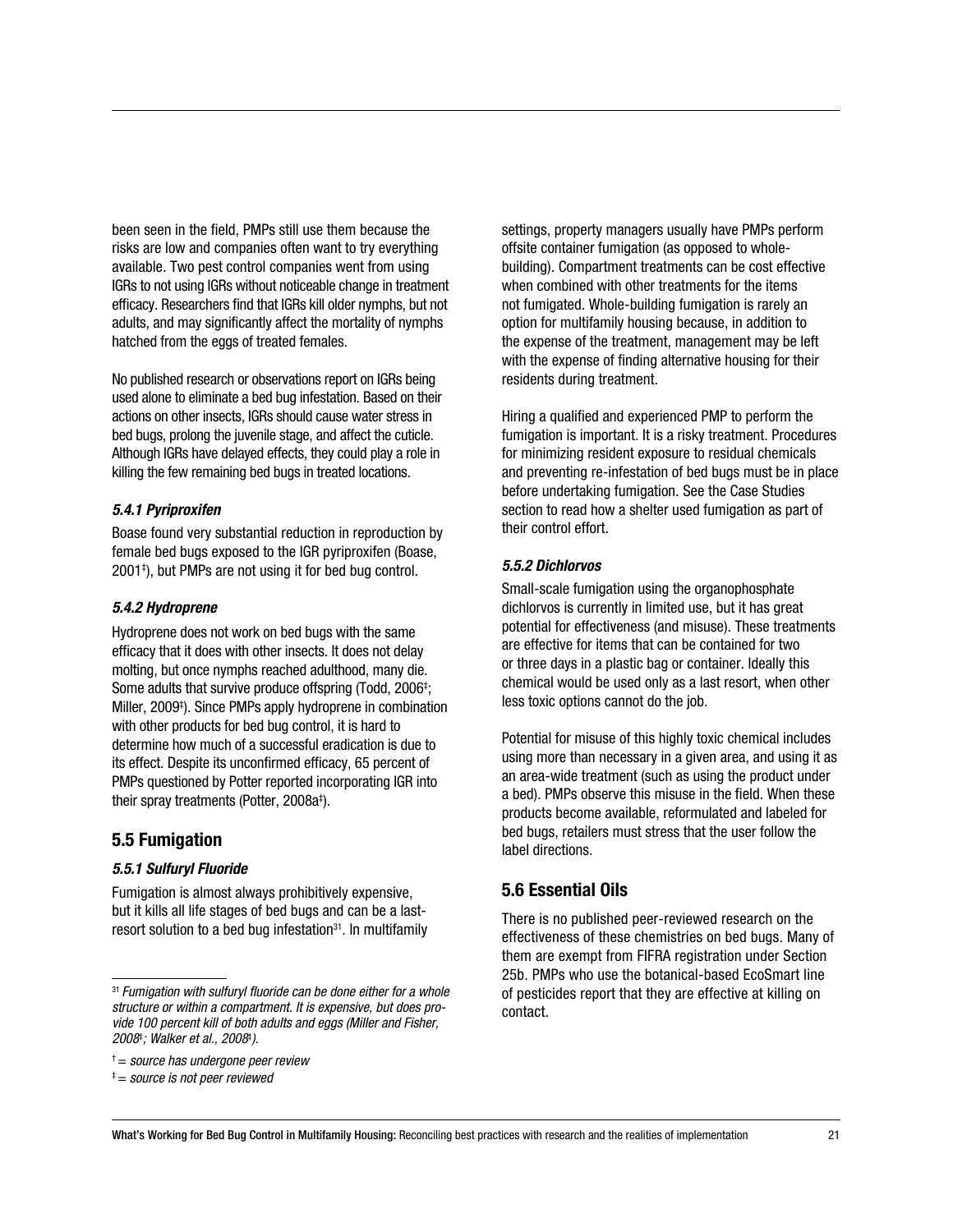been seen in the field, PMPs still use them because the risks are low and companies often want to try everything available. Two pest control companies went from using IGRs to not using IGRs without noticeable change in treatment efficacy. Researchers find that IGRs kill older nymphs, but not adults, and may significantly affect the mortality of nymphs hatched from the eggs of treated females.

No published research or observations report on IGRs being used alone to eliminate a bed bug infestation. Based on their actions on other insects, IGRs should cause water stress in bed bugs, prolong the juvenile stage, and affect the cuticle. Although IGRs have delayed effects, they could play a role in killing the few remaining bed bugs in treated locations.

#### *5.4.1 Pyriproxifen*

Boase found very substantial reduction in reproduction by female bed bugs exposed to the IGR pyriproxifen (Boase, 2001‡), but PMPs are not using it for bed bug control.

#### *5.4.2 Hydroprene*

Hydroprene does not work on bed bugs with the same efficacy that it does with other insects. It does not delay molting, but once nymphs reached adulthood, many die. Some adults that survive produce offspring (Todd, 2006‡; Miller, 2009‡). Since PMPs apply hydroprene in combination with other products for bed bug control, it is hard to determine how much of a successful eradication is due to its effect. Despite its unconfirmed efficacy, 65 percent of PMPs questioned by Potter reported incorporating IGR into their spray treatments (Potter, 2008a‡).

### 5.5 Fumigation

#### *5.5.1 Sulfuryl Fluoride*

Fumigation is almost always prohibitively expensive, but it kills all life stages of bed bugs and can be a last-resort solution to a bed bug infestation[31]. In multifamily settings, property managers usually have PMPs perform offsite container fumigation (as opposed to whole-building). Compartment treatments can be cost effective when combined with other treatments for the items not fumigated. Whole-building fumigation is rarely an option for multifamily housing because, in addition to the expense of the treatment, management may be left with the expense of finding alternative housing for their residents during treatment.

Hiring a qualified and experienced PMP to perform the fumigation is important. It is a risky treatment. Procedures for minimizing resident exposure to residual chemicals and preventing re-infestation of bed bugs must be in place before undertaking fumigation. See the Case Studies section to read how a shelter used fumigation as part of their control effort.

#### *5.5.2 Dichlorvos*

Small-scale fumigation using the organophosphate dichlorvos is currently in limited use, but it has great potential for effectiveness (and misuse). These treatments are effective for items that can be contained for two or three days in a plastic bag or container. Ideally this chemical would be used only as a last resort, when other less toxic options cannot do the job.

Potential for misuse of this highly toxic chemical includes using more than necessary in a given area, and using it as an area-wide treatment (such as using the product under a bed). PMPs observe this misuse in the field. When these products become available, reformulated and labeled for bed bugs, retailers must stress that the user follow the label directions.

### 5.6 Essential Oils

There is no published peer-reviewed research on the effectiveness of these chemistries on bed bugs. Many of them are exempt from FIFRA registration under Section 25b. PMPs who use the botanical-based EcoSmart line of pesticides report that they are effective at killing on contact.

---

[31] *Fumigation with sulfuryl fluoride can be done either for a whole structure or within a compartment. It is expensive, but does provide 100 percent kill of both adults and eggs (Miller and Fisher, 2008†; Walker et al., 2008‡).*

† = *source has undergone peer review*

‡ = *source is not peer reviewed*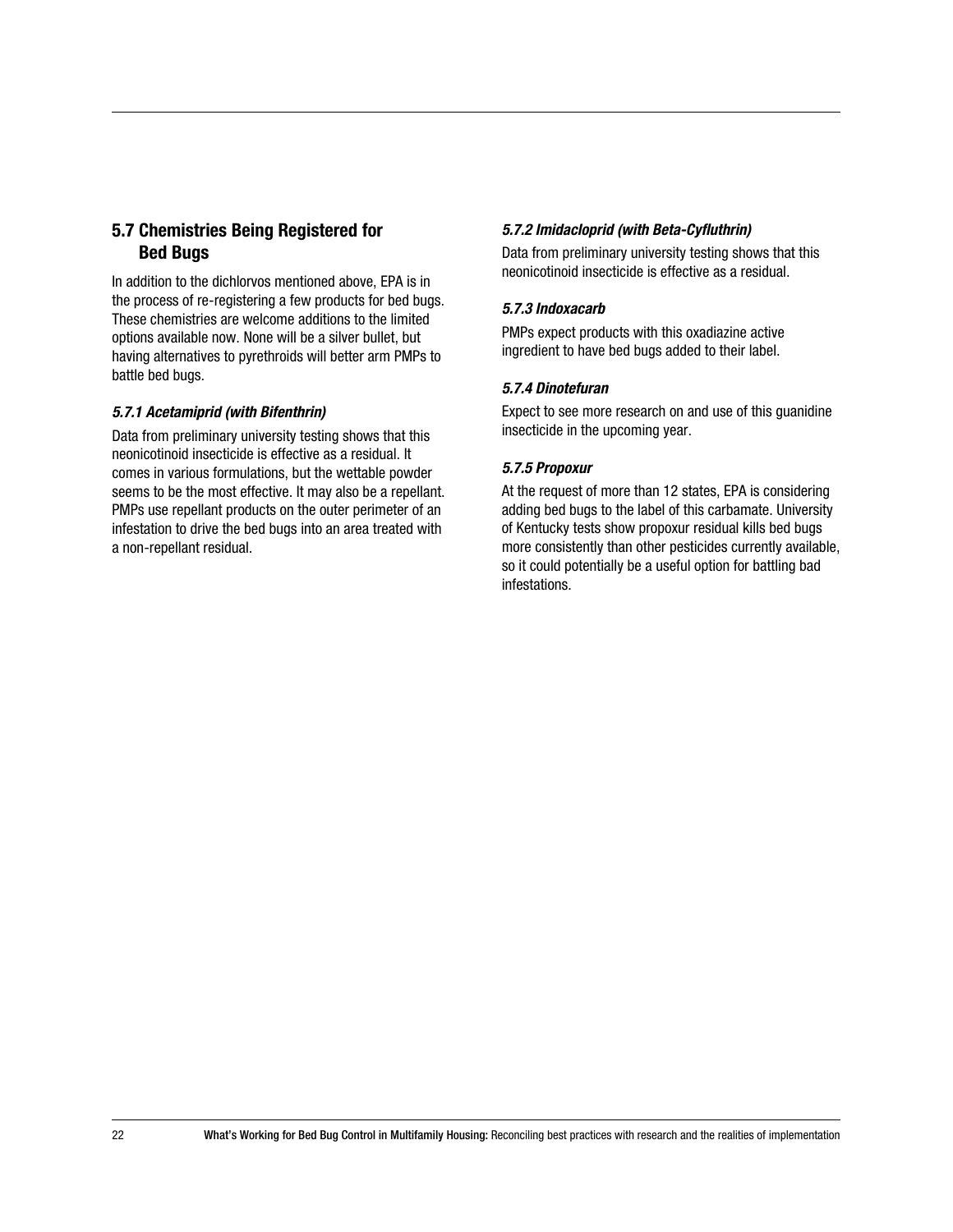## 5.7 Chemistries Being Registered for Bed Bugs

In addition to the dichlorvos mentioned above, EPA is in the process of re-registering a few products for bed bugs. These chemistries are welcome additions to the limited options available now. None will be a silver bullet, but having alternatives to pyrethroids will better arm PMPs to battle bed bugs.

### *5.7.1 Acetamiprid (with Bifenthrin)*

Data from preliminary university testing shows that this neonicotinoid insecticide is effective as a residual. It comes in various formulations, but the wettable powder seems to be the most effective. It may also be a repellant. PMPs use repellant products on the outer perimeter of an infestation to drive the bed bugs into an area treated with a non-repellant residual.

### *5.7.2 Imidacloprid (with Beta-Cyfluthrin)*

Data from preliminary university testing shows that this neonicotinoid insecticide is effective as a residual.

### *5.7.3 Indoxacarb*

PMPs expect products with this oxadiazine active ingredient to have bed bugs added to their label.

### *5.7.4 Dinotefuran*

Expect to see more research on and use of this guanidine insecticide in the upcoming year.

### *5.7.5 Propoxur*

At the request of more than 12 states, EPA is considering adding bed bugs to the label of this carbamate. University of Kentucky tests show propoxur residual kills bed bugs more consistently than other pesticides currently available, so it could potentially be a useful option for battling bad infestations.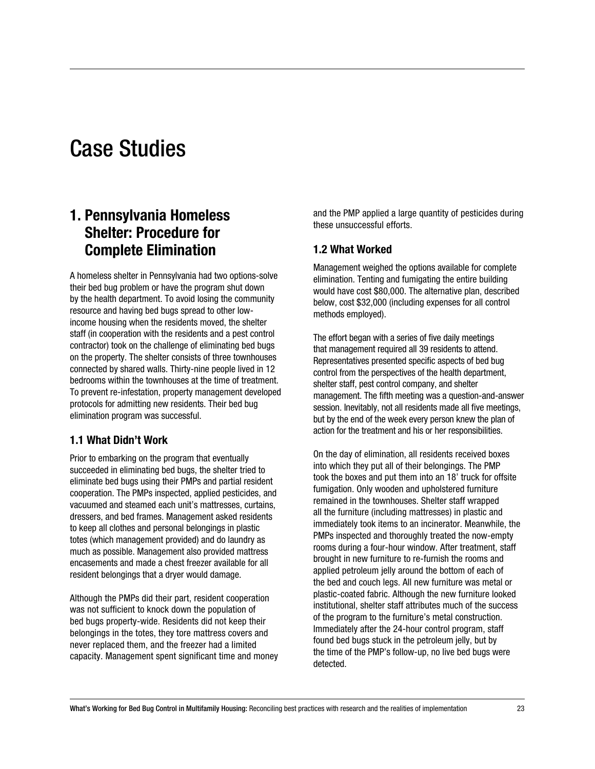# Case Studies

## 1. Pennsylvania Homeless Shelter: Procedure for Complete Elimination

A homeless shelter in Pennsylvania had two options-solve their bed bug problem or have the program shut down by the health department. To avoid losing the community resource and having bed bugs spread to other low-income housing when the residents moved, the shelter staff (in cooperation with the residents and a pest control contractor) took on the challenge of eliminating bed bugs on the property. The shelter consists of three townhouses connected by shared walls. Thirty-nine people lived in 12 bedrooms within the townhouses at the time of treatment. To prevent re-infestation, property management developed protocols for admitting new residents. Their bed bug elimination program was successful.

### 1.1 What Didn't Work

Prior to embarking on the program that eventually succeeded in eliminating bed bugs, the shelter tried to eliminate bed bugs using their PMPs and partial resident cooperation. The PMPs inspected, applied pesticides, and vacuumed and steamed each unit's mattresses, curtains, dressers, and bed frames. Management asked residents to keep all clothes and personal belongings in plastic totes (which management provided) and do laundry as much as possible. Management also provided mattress encasements and made a chest freezer available for all resident belongings that a dryer would damage.

Although the PMPs did their part, resident cooperation was not sufficient to knock down the population of bed bugs property-wide. Residents did not keep their belongings in the totes, they tore mattress covers and never replaced them, and the freezer had a limited capacity. Management spent significant time and money and the PMP applied a large quantity of pesticides during these unsuccessful efforts.

### 1.2 What Worked

Management weighed the options available for complete elimination. Tenting and fumigating the entire building would have cost $80,000. The alternative plan, described below, cost $32,000 (including expenses for all control methods employed).

The effort began with a series of five daily meetings that management required all 39 residents to attend. Representatives presented specific aspects of bed bug control from the perspectives of the health department, shelter staff, pest control company, and shelter management. The fifth meeting was a question-and-answer session. Inevitably, not all residents made all five meetings, but by the end of the week every person knew the plan of action for the treatment and his or her responsibilities.

On the day of elimination, all residents received boxes into which they put all of their belongings. The PMP took the boxes and put them into an 18' truck for offsite fumigation. Only wooden and upholstered furniture remained in the townhouses. Shelter staff wrapped all the furniture (including mattresses) in plastic and immediately took items to an incinerator. Meanwhile, the PMPs inspected and thoroughly treated the now-empty rooms during a four-hour window. After treatment, staff brought in new furniture to re-furnish the rooms and applied petroleum jelly around the bottom of each of the bed and couch legs. All new furniture was metal or plastic-coated fabric. Although the new furniture looked institutional, shelter staff attributes much of the success of the program to the furniture's metal construction. Immediately after the 24-hour control program, staff found bed bugs stuck in the petroleum jelly, but by the time of the PMP's follow-up, no live bed bugs were detected.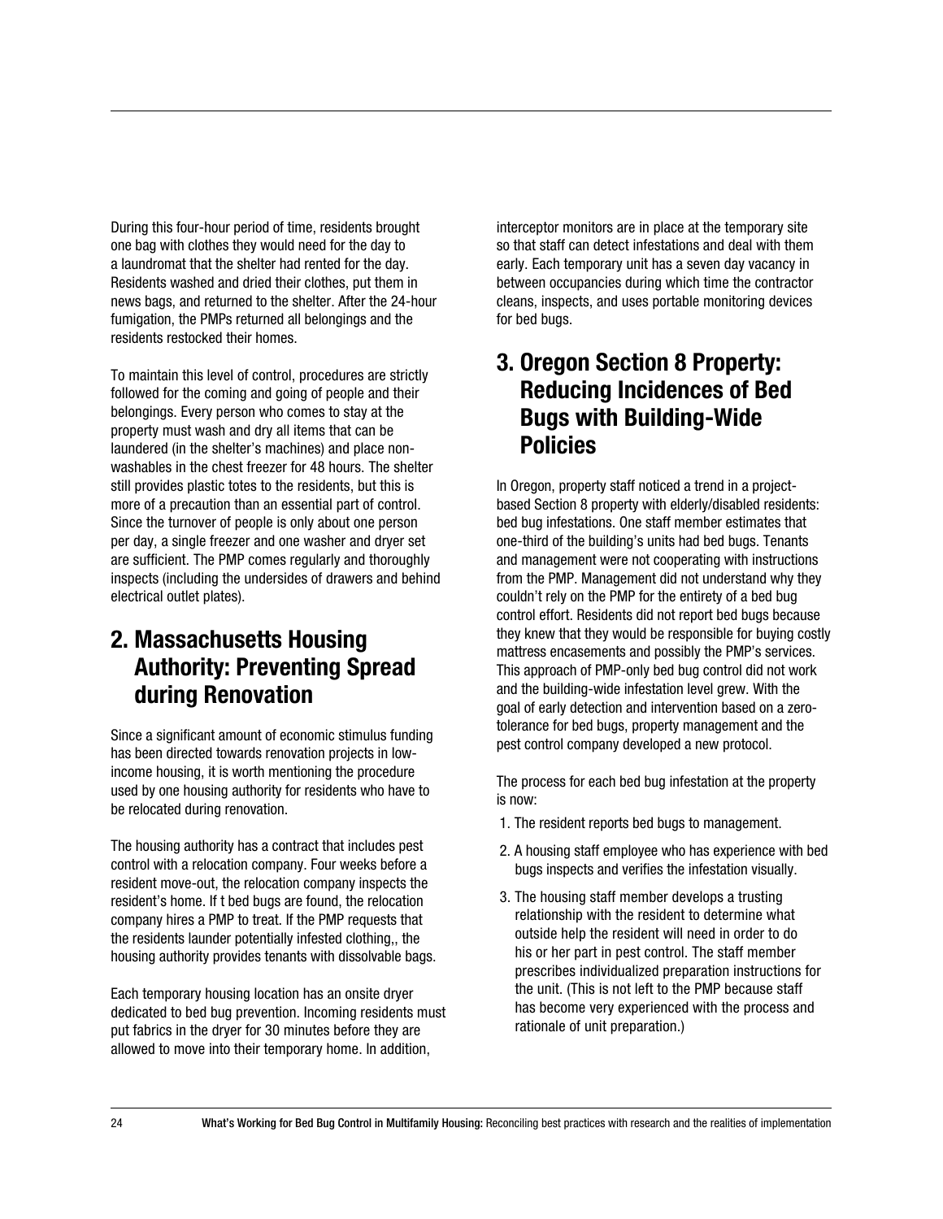During this four-hour period of time, residents brought one bag with clothes they would need for the day to a laundromat that the shelter had rented for the day. Residents washed and dried their clothes, put them in news bags, and returned to the shelter. After the 24-hour fumigation, the PMPs returned all belongings and the residents restocked their homes.

To maintain this level of control, procedures are strictly followed for the coming and going of people and their belongings. Every person who comes to stay at the property must wash and dry all items that can be laundered (in the shelter's machines) and place non-washables in the chest freezer for 48 hours. The shelter still provides plastic totes to the residents, but this is more of a precaution than an essential part of control. Since the turnover of people is only about one person per day, a single freezer and one washer and dryer set are sufficient. The PMP comes regularly and thoroughly inspects (including the undersides of drawers and behind electrical outlet plates).

## 2. Massachusetts Housing Authority: Preventing Spread during Renovation

Since a significant amount of economic stimulus funding has been directed towards renovation projects in low-income housing, it is worth mentioning the procedure used by one housing authority for residents who have to be relocated during renovation.

The housing authority has a contract that includes pest control with a relocation company. Four weeks before a resident move-out, the relocation company inspects the resident's home. If t bed bugs are found, the relocation company hires a PMP to treat. If the PMP requests that the residents launder potentially infested clothing,, the housing authority provides tenants with dissolvable bags.

Each temporary housing location has an onsite dryer dedicated to bed bug prevention. Incoming residents must put fabrics in the dryer for 30 minutes before they are allowed to move into their temporary home. In addition, interceptor monitors are in place at the temporary site so that staff can detect infestations and deal with them early. Each temporary unit has a seven day vacancy in between occupancies during which time the contractor cleans, inspects, and uses portable monitoring devices for bed bugs.

## 3. Oregon Section 8 Property: Reducing Incidences of Bed Bugs with Building-Wide Policies

In Oregon, property staff noticed a trend in a project-based Section 8 property with elderly/disabled residents: bed bug infestations. One staff member estimates that one-third of the building's units had bed bugs. Tenants and management were not cooperating with instructions from the PMP. Management did not understand why they couldn't rely on the PMP for the entirety of a bed bug control effort. Residents did not report bed bugs because they knew that they would be responsible for buying costly mattress encasements and possibly the PMP's services. This approach of PMP-only bed bug control did not work and the building-wide infestation level grew. With the goal of early detection and intervention based on a zero-tolerance for bed bugs, property management and the pest control company developed a new protocol.

The process for each bed bug infestation at the property is now:

1. The resident reports bed bugs to management.
2. A housing staff employee who has experience with bed bugs inspects and verifies the infestation visually.
3. The housing staff member develops a trusting relationship with the resident to determine what outside help the resident will need in order to do his or her part in pest control. The staff member prescribes individualized preparation instructions for the unit. (This is not left to the PMP because staff has become very experienced with the process and rationale of unit preparation.)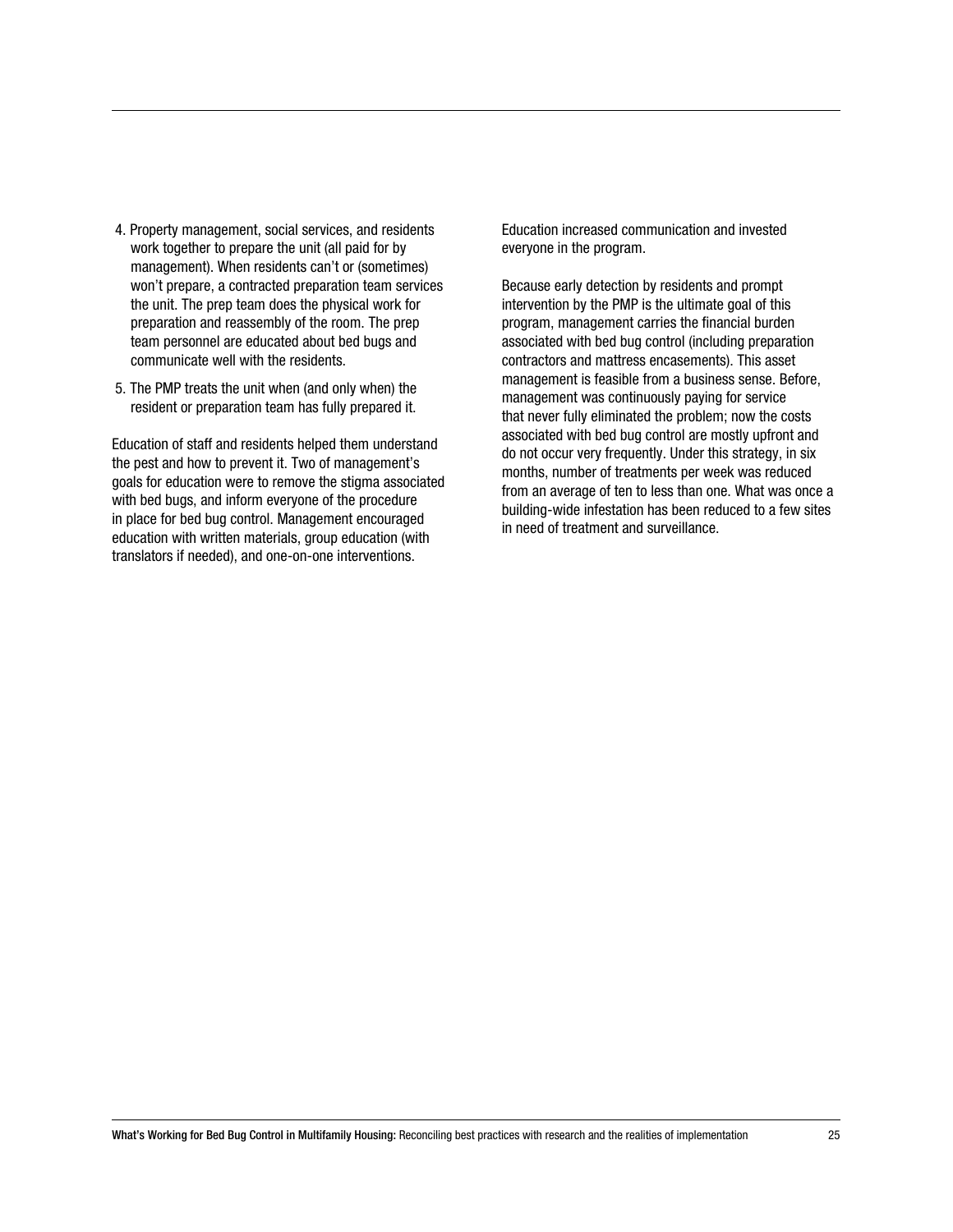4. Property management, social services, and residents work together to prepare the unit (all paid for by management). When residents can't or (sometimes) won't prepare, a contracted preparation team services the unit. The prep team does the physical work for preparation and reassembly of the room. The prep team personnel are educated about bed bugs and communicate well with the residents.
5. The PMP treats the unit when (and only when) the resident or preparation team has fully prepared it.

Education of staff and residents helped them understand the pest and how to prevent it. Two of management's goals for education were to remove the stigma associated with bed bugs, and inform everyone of the procedure in place for bed bug control. Management encouraged education with written materials, group education (with translators if needed), and one-on-one interventions.

Education increased communication and invested everyone in the program.

Because early detection by residents and prompt intervention by the PMP is the ultimate goal of this program, management carries the financial burden associated with bed bug control (including preparation contractors and mattress encasements). This asset management is feasible from a business sense. Before, management was continuously paying for service that never fully eliminated the problem; now the costs associated with bed bug control are mostly upfront and do not occur very frequently. Under this strategy, in six months, number of treatments per week was reduced from an average of ten to less than one. What was once a building-wide infestation has been reduced to a few sites in need of treatment and surveillance.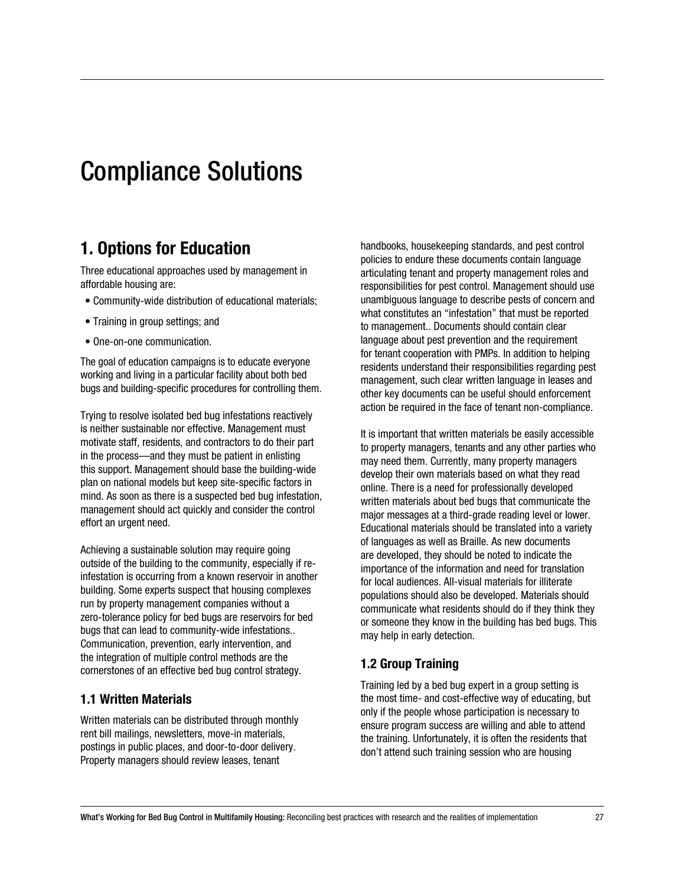# Compliance Solutions

## 1. Options for Education

Three educational approaches used by management in affordable housing are:

- Community-wide distribution of educational materials;
- Training in group settings; and
- One-on-one communication.

The goal of education campaigns is to educate everyone working and living in a particular facility about both bed bugs and building-specific procedures for controlling them.

Trying to resolve isolated bed bug infestations reactively is neither sustainable nor effective. Management must motivate staff, residents, and contractors to do their part in the process—and they must be patient in enlisting this support. Management should base the building-wide plan on national models but keep site-specific factors in mind. As soon as there is a suspected bed bug infestation, management should act quickly and consider the control effort an urgent need.

Achieving a sustainable solution may require going outside of the building to the community, especially if re-infestation is occurring from a known reservoir in another building. Some experts suspect that housing complexes run by property management companies without a zero-tolerance policy for bed bugs are reservoirs for bed bugs that can lead to community-wide infestations.. Communication, prevention, early intervention, and the integration of multiple control methods are the cornerstones of an effective bed bug control strategy.

### 1.1 Written Materials

Written materials can be distributed through monthly rent bill mailings, newsletters, move-in materials, postings in public places, and door-to-door delivery. Property managers should review leases, tenant handbooks, housekeeping standards, and pest control policies to endure these documents contain language articulating tenant and property management roles and responsibilities for pest control. Management should use unambiguous language to describe pests of concern and what constitutes an "infestation" that must be reported to management.. Documents should contain clear language about pest prevention and the requirement for tenant cooperation with PMPs. In addition to helping residents understand their responsibilities regarding pest management, such clear written language in leases and other key documents can be useful should enforcement action be required in the face of tenant non-compliance.

It is important that written materials be easily accessible to property managers, tenants and any other parties who may need them. Currently, many property managers develop their own materials based on what they read online. There is a need for professionally developed written materials about bed bugs that communicate the major messages at a third-grade reading level or lower. Educational materials should be translated into a variety of languages as well as Braille. As new documents are developed, they should be noted to indicate the importance of the information and need for translation for local audiences. All-visual materials for illiterate populations should also be developed. Materials should communicate what residents should do if they think they or someone they know in the building has bed bugs. This may help in early detection.

### 1.2 Group Training

Training led by a bed bug expert in a group setting is the most time- and cost-effective way of educating, but only if the people whose participation is necessary to ensure program success are willing and able to attend the training. Unfortunately, it is often the residents that don't attend such training session who are housing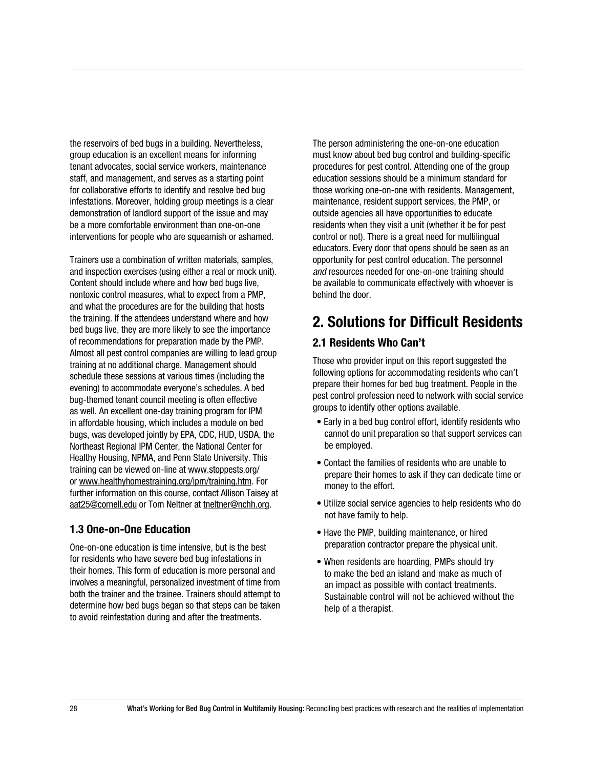the reservoirs of bed bugs in a building. Nevertheless, group education is an excellent means for informing tenant advocates, social service workers, maintenance staff, and management, and serves as a starting point for collaborative efforts to identify and resolve bed bug infestations. Moreover, holding group meetings is a clear demonstration of landlord support of the issue and may be a more comfortable environment than one-on-one interventions for people who are squeamish or ashamed.

Trainers use a combination of written materials, samples, and inspection exercises (using either a real or mock unit). Content should include where and how bed bugs live, nontoxic control measures, what to expect from a PMP, and what the procedures are for the building that hosts the training. If the attendees understand where and how bed bugs live, they are more likely to see the importance of recommendations for preparation made by the PMP. Almost all pest control companies are willing to lead group training at no additional charge. Management should schedule these sessions at various times (including the evening) to accommodate everyone's schedules. A bed bug-themed tenant council meeting is often effective as well. An excellent one-day training program for IPM in affordable housing, which includes a module on bed bugs, was developed jointly by EPA, CDC, HUD, USDA, the Northeast Regional IPM Center, the National Center for Healthy Housing, NPMA, and Penn State University. This training can be viewed on-line at www.stoppests.org/ or www.healthyhomestraining.org/ipm/training.htm. For further information on this course, contact Allison Taisey at aat25@cornell.edu or Tom Neltner at tneltner@nchh.org.

### 1.3 One-on-One Education

One-on-one education is time intensive, but is the best for residents who have severe bed bug infestations in their homes. This form of education is more personal and involves a meaningful, personalized investment of time from both the trainer and the trainee. Trainers should attempt to determine how bed bugs began so that steps can be taken to avoid reinfestation during and after the treatments.

The person administering the one-on-one education must know about bed bug control and building-specific procedures for pest control. Attending one of the group education sessions should be a minimum standard for those working one-on-one with residents. Management, maintenance, resident support services, the PMP, or outside agencies all have opportunities to educate residents when they visit a unit (whether it be for pest control or not). There is a great need for multilingual educators. Every door that opens should be seen as an opportunity for pest control education. The personnel *and* resources needed for one-on-one training should be available to communicate effectively with whoever is behind the door.

## 2. Solutions for Difficult Residents

### 2.1 Residents Who Can't

Those who provider input on this report suggested the following options for accommodating residents who can't prepare their homes for bed bug treatment. People in the pest control profession need to network with social service groups to identify other options available.

- Early in a bed bug control effort, identify residents who cannot do unit preparation so that support services can be employed.
- Contact the families of residents who are unable to prepare their homes to ask if they can dedicate time or money to the effort.
- Utilize social service agencies to help residents who do not have family to help.
- Have the PMP, building maintenance, or hired preparation contractor prepare the physical unit.
- When residents are hoarding, PMPs should try to make the bed an island and make as much of an impact as possible with contact treatments. Sustainable control will not be achieved without the help of a therapist.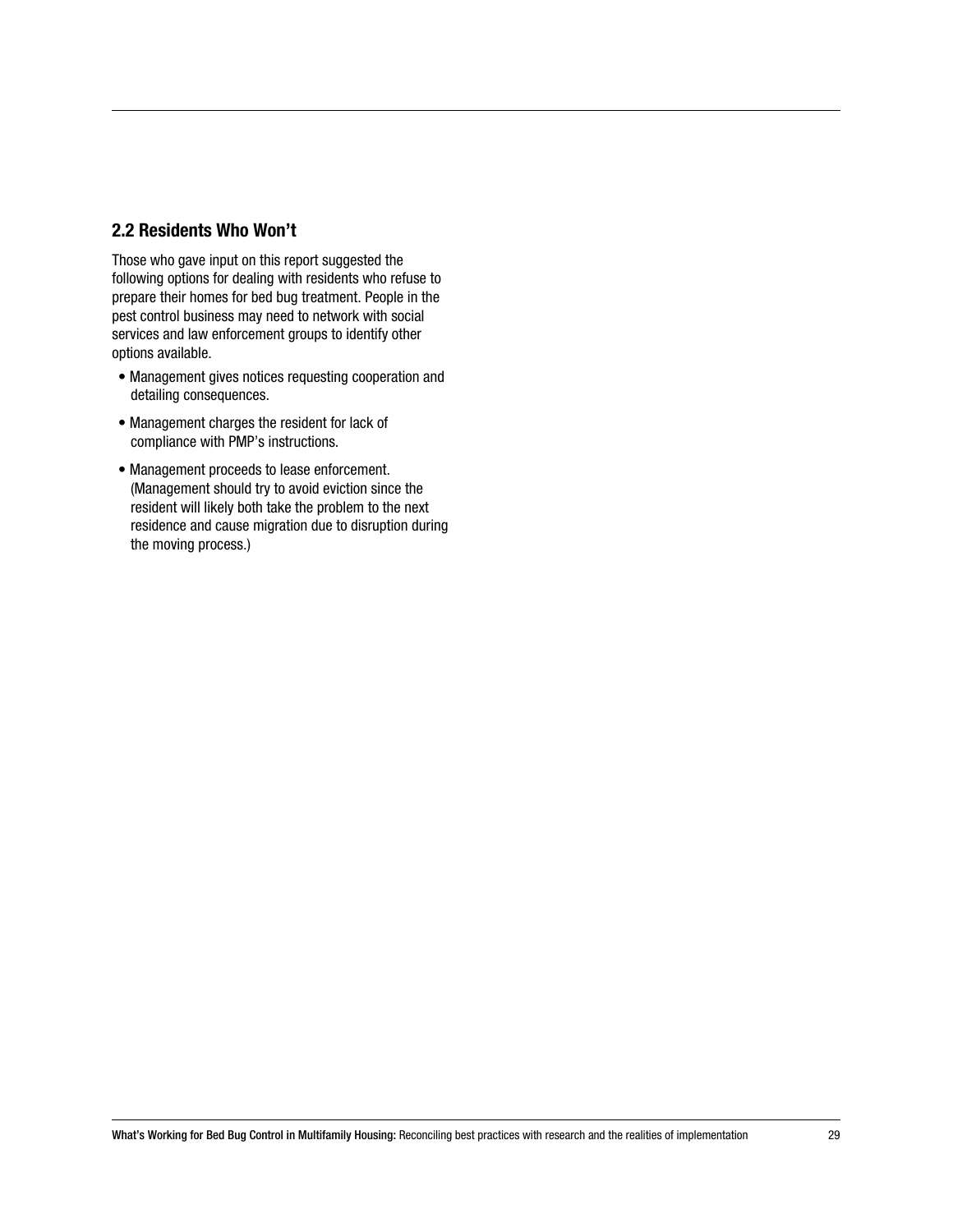## 2.2 Residents Who Won't

Those who gave input on this report suggested the following options for dealing with residents who refuse to prepare their homes for bed bug treatment. People in the pest control business may need to network with social services and law enforcement groups to identify other options available.

- Management gives notices requesting cooperation and detailing consequences.
- Management charges the resident for lack of compliance with PMP's instructions.
- Management proceeds to lease enforcement. (Management should try to avoid eviction since the resident will likely both take the problem to the next residence and cause migration due to disruption during the moving process.)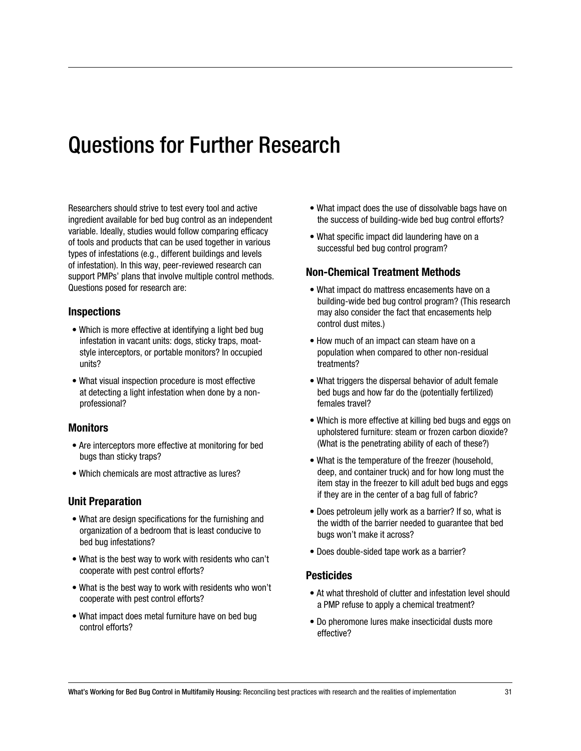# Questions for Further Research

Researchers should strive to test every tool and active ingredient available for bed bug control as an independent variable. Ideally, studies would follow comparing efficacy of tools and products that can be used together in various types of infestations (e.g., different buildings and levels of infestation). In this way, peer-reviewed research can support PMPs' plans that involve multiple control methods. Questions posed for research are:

### Inspections

- Which is more effective at identifying a light bed bug infestation in vacant units: dogs, sticky traps, moat-style interceptors, or portable monitors? In occupied units?
- What visual inspection procedure is most effective at detecting a light infestation when done by a non-professional?

### Monitors

- Are interceptors more effective at monitoring for bed bugs than sticky traps?
- Which chemicals are most attractive as lures?

### Unit Preparation

- What are design specifications for the furnishing and organization of a bedroom that is least conducive to bed bug infestations?
- What is the best way to work with residents who can't cooperate with pest control efforts?
- What is the best way to work with residents who won't cooperate with pest control efforts?
- What impact does metal furniture have on bed bug control efforts?
- What impact does the use of dissolvable bags have on the success of building-wide bed bug control efforts?
- What specific impact did laundering have on a successful bed bug control program?

### Non-Chemical Treatment Methods

- What impact do mattress encasements have on a building-wide bed bug control program? (This research may also consider the fact that encasements help control dust mites.)
- How much of an impact can steam have on a population when compared to other non-residual treatments?
- What triggers the dispersal behavior of adult female bed bugs and how far do the (potentially fertilized) females travel?
- Which is more effective at killing bed bugs and eggs on upholstered furniture: steam or frozen carbon dioxide? (What is the penetrating ability of each of these?)
- What is the temperature of the freezer (household, deep, and container truck) and for how long must the item stay in the freezer to kill adult bed bugs and eggs if they are in the center of a bag full of fabric?
- Does petroleum jelly work as a barrier? If so, what is the width of the barrier needed to guarantee that bed bugs won't make it across?
- Does double-sided tape work as a barrier?

### Pesticides

- At what threshold of clutter and infestation level should a PMP refuse to apply a chemical treatment?
- Do pheromone lures make insecticidal dusts more effective?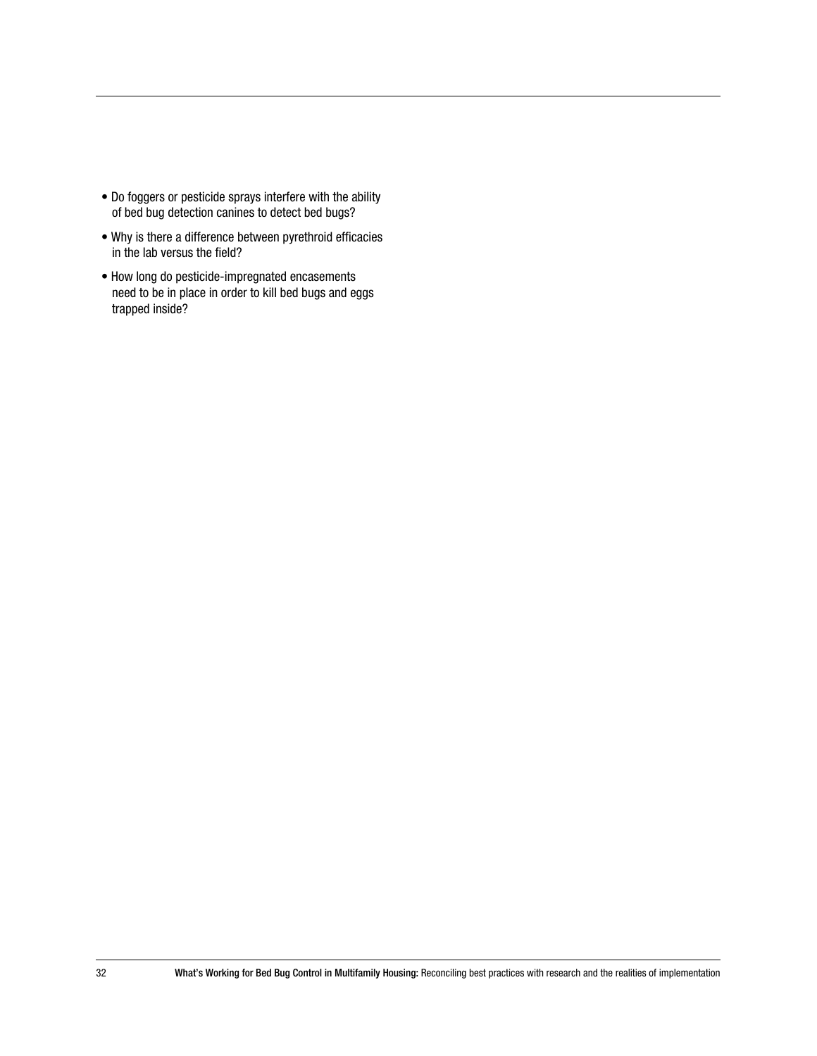- Do foggers or pesticide sprays interfere with the ability of bed bug detection canines to detect bed bugs?
- Why is there a difference between pyrethroid efficacies in the lab versus the field?
- How long do pesticide-impregnated encasements need to be in place in order to kill bed bugs and eggs trapped inside?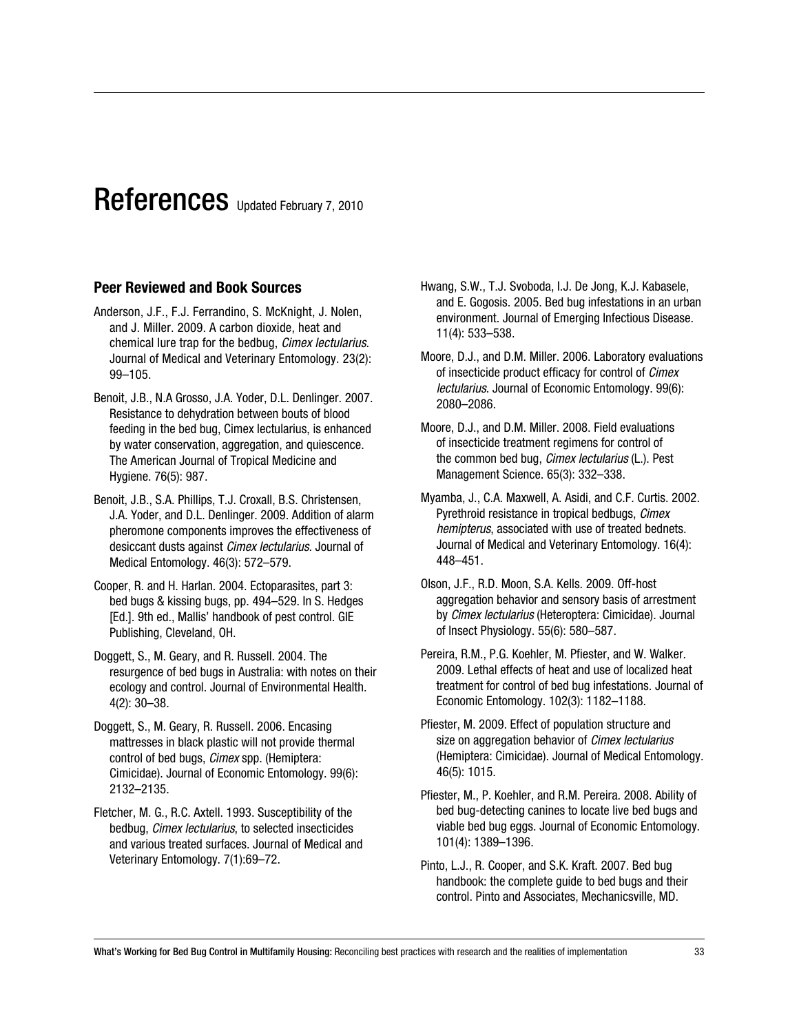# References Updated February 7, 2010

## Peer Reviewed and Book Sources

Anderson, J.F., F.J. Ferrandino, S. McKnight, J. Nolen, and J. Miller. 2009. A carbon dioxide, heat and chemical lure trap for the bedbug, *Cimex lectularius*. Journal of Medical and Veterinary Entomology. 23(2): 99–105.

Benoit, J.B., N.A Grosso, J.A. Yoder, D.L. Denlinger. 2007. Resistance to dehydration between bouts of blood feeding in the bed bug, Cimex lectularius, is enhanced by water conservation, aggregation, and quiescence. The American Journal of Tropical Medicine and Hygiene. 76(5): 987.

Benoit, J.B., S.A. Phillips, T.J. Croxall, B.S. Christensen, J.A. Yoder, and D.L. Denlinger. 2009. Addition of alarm pheromone components improves the effectiveness of desiccant dusts against *Cimex lectularius*. Journal of Medical Entomology. 46(3): 572–579.

Cooper, R. and H. Harlan. 2004. Ectoparasites, part 3: bed bugs & kissing bugs, pp. 494–529. In S. Hedges [Ed.]. 9th ed., Mallis' handbook of pest control. GIE Publishing, Cleveland, OH.

Doggett, S., M. Geary, and R. Russell. 2004. The resurgence of bed bugs in Australia: with notes on their ecology and control. Journal of Environmental Health. 4(2): 30–38.

Doggett, S., M. Geary, R. Russell. 2006. Encasing mattresses in black plastic will not provide thermal control of bed bugs, *Cimex* spp. (Hemiptera: Cimicidae). Journal of Economic Entomology. 99(6): 2132–2135.

Fletcher, M. G., R.C. Axtell. 1993. Susceptibility of the bedbug, *Cimex lectularius*, to selected insecticides and various treated surfaces. Journal of Medical and Veterinary Entomology. 7(1):69–72.

Hwang, S.W., T.J. Svoboda, I.J. De Jong, K.J. Kabasele, and E. Gogosis. 2005. Bed bug infestations in an urban environment. Journal of Emerging Infectious Disease. 11(4): 533–538.

Moore, D.J., and D.M. Miller. 2006. Laboratory evaluations of insecticide product efficacy for control of *Cimex lectularius*. Journal of Economic Entomology. 99(6): 2080–2086.

Moore, D.J., and D.M. Miller. 2008. Field evaluations of insecticide treatment regimens for control of the common bed bug, *Cimex lectularius* (L.). Pest Management Science. 65(3): 332–338.

Myamba, J., C.A. Maxwell, A. Asidi, and C.F. Curtis. 2002. Pyrethroid resistance in tropical bedbugs, *Cimex hemipterus*, associated with use of treated bednets. Journal of Medical and Veterinary Entomology. 16(4): 448–451.

Olson, J.F., R.D. Moon, S.A. Kells. 2009. Off-host aggregation behavior and sensory basis of arrestment by *Cimex lectularius* (Heteroptera: Cimicidae). Journal of Insect Physiology. 55(6): 580–587.

Pereira, R.M., P.G. Koehler, M. Pfiester, and W. Walker. 2009. Lethal effects of heat and use of localized heat treatment for control of bed bug infestations. Journal of Economic Entomology. 102(3): 1182–1188.

Pfiester, M. 2009. Effect of population structure and size on aggregation behavior of *Cimex lectularius* (Hemiptera: Cimicidae). Journal of Medical Entomology. 46(5): 1015.

Pfiester, M., P. Koehler, and R.M. Pereira. 2008. Ability of bed bug-detecting canines to locate live bed bugs and viable bed bug eggs. Journal of Economic Entomology. 101(4): 1389–1396.

Pinto, L.J., R. Cooper, and S.K. Kraft. 2007. Bed bug handbook: the complete guide to bed bugs and their control. Pinto and Associates, Mechanicsville, MD.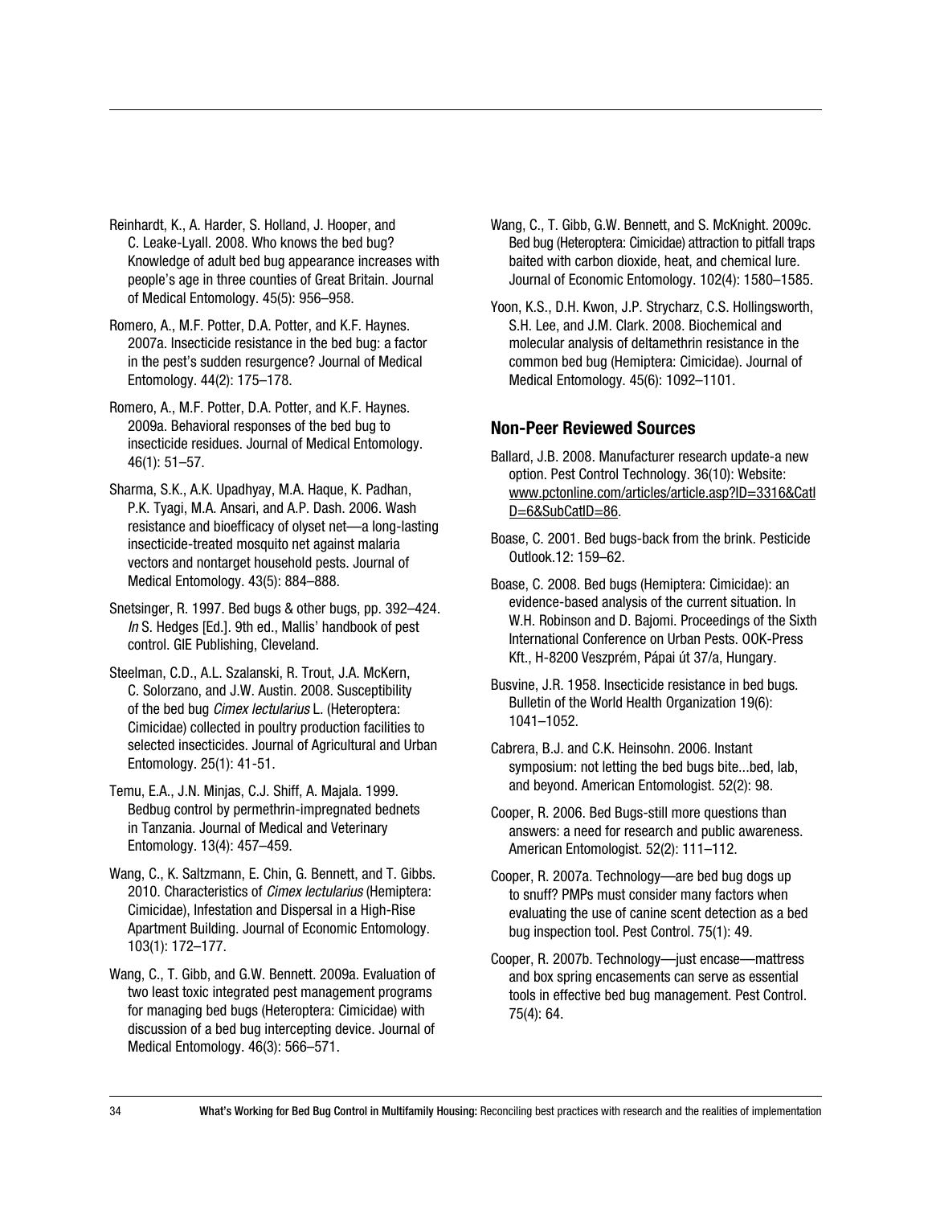Reinhardt, K., A. Harder, S. Holland, J. Hooper, and C. Leake-Lyall. 2008. Who knows the bed bug? Knowledge of adult bed bug appearance increases with people's age in three counties of Great Britain. Journal of Medical Entomology. 45(5): 956–958.

Romero, A., M.F. Potter, D.A. Potter, and K.F. Haynes. 2007a. Insecticide resistance in the bed bug: a factor in the pest's sudden resurgence? Journal of Medical Entomology. 44(2): 175–178.

Romero, A., M.F. Potter, D.A. Potter, and K.F. Haynes. 2009a. Behavioral responses of the bed bug to insecticide residues. Journal of Medical Entomology. 46(1): 51–57.

Sharma, S.K., A.K. Upadhyay, M.A. Haque, K. Padhan, P.K. Tyagi, M.A. Ansari, and A.P. Dash. 2006. Wash resistance and bioefficacy of olyset net—a long-lasting insecticide-treated mosquito net against malaria vectors and nontarget household pests. Journal of Medical Entomology. 43(5): 884–888.

Snetsinger, R. 1997. Bed bugs & other bugs, pp. 392–424. *In* S. Hedges [Ed.]. 9th ed., Mallis' handbook of pest control. GIE Publishing, Cleveland.

Steelman, C.D., A.L. Szalanski, R. Trout, J.A. McKern, C. Solorzano, and J.W. Austin. 2008. Susceptibility of the bed bug *Cimex lectularius* L. (Heteroptera: Cimicidae) collected in poultry production facilities to selected insecticides. Journal of Agricultural and Urban Entomology. 25(1): 41-51.

Temu, E.A., J.N. Minjas, C.J. Shiff, A. Majala. 1999. Bedbug control by permethrin-impregnated bednets in Tanzania. Journal of Medical and Veterinary Entomology. 13(4): 457–459.

Wang, C., K. Saltzmann, E. Chin, G. Bennett, and T. Gibbs. 2010. Characteristics of *Cimex lectularius* (Hemiptera: Cimicidae), Infestation and Dispersal in a High-Rise Apartment Building. Journal of Economic Entomology. 103(1): 172–177.

Wang, C., T. Gibb, and G.W. Bennett. 2009a. Evaluation of two least toxic integrated pest management programs for managing bed bugs (Heteroptera: Cimicidae) with discussion of a bed bug intercepting device. Journal of Medical Entomology. 46(3): 566–571.

Wang, C., T. Gibb, G.W. Bennett, and S. McKnight. 2009c. Bed bug (Heteroptera: Cimicidae) attraction to pitfall traps baited with carbon dioxide, heat, and chemical lure. Journal of Economic Entomology. 102(4): 1580–1585.

Yoon, K.S., D.H. Kwon, J.P. Strycharz, C.S. Hollingsworth, S.H. Lee, and J.M. Clark. 2008. Biochemical and molecular analysis of deltamethrin resistance in the common bed bug (Hemiptera: Cimicidae). Journal of Medical Entomology. 45(6): 1092–1101.

## Non-Peer Reviewed Sources

Ballard, J.B. 2008. Manufacturer research update-a new option. Pest Control Technology. 36(10): Website: www.pctonline.com/articles/article.asp?ID=3316&CatID=6&SubCatID=86.

Boase, C. 2001. Bed bugs-back from the brink. Pesticide Outlook.12: 159–62.

Boase, C. 2008. Bed bugs (Hemiptera: Cimicidae): an evidence-based analysis of the current situation. In W.H. Robinson and D. Bajomi. Proceedings of the Sixth International Conference on Urban Pests. OOK-Press Kft., H-8200 Veszprém, Pápai út 37/a, Hungary.

Busvine, J.R. 1958. Insecticide resistance in bed bugs. Bulletin of the World Health Organization 19(6): 1041–1052.

Cabrera, B.J. and C.K. Heinsohn. 2006. Instant symposium: not letting the bed bugs bite...bed, lab, and beyond. American Entomologist. 52(2): 98.

Cooper, R. 2006. Bed Bugs-still more questions than answers: a need for research and public awareness. American Entomologist. 52(2): 111–112.

Cooper, R. 2007a. Technology—are bed bug dogs up to snuff? PMPs must consider many factors when evaluating the use of canine scent detection as a bed bug inspection tool. Pest Control. 75(1): 49.

Cooper, R. 2007b. Technology—just encase—mattress and box spring encasements can serve as essential tools in effective bed bug management. Pest Control. 75(4): 64.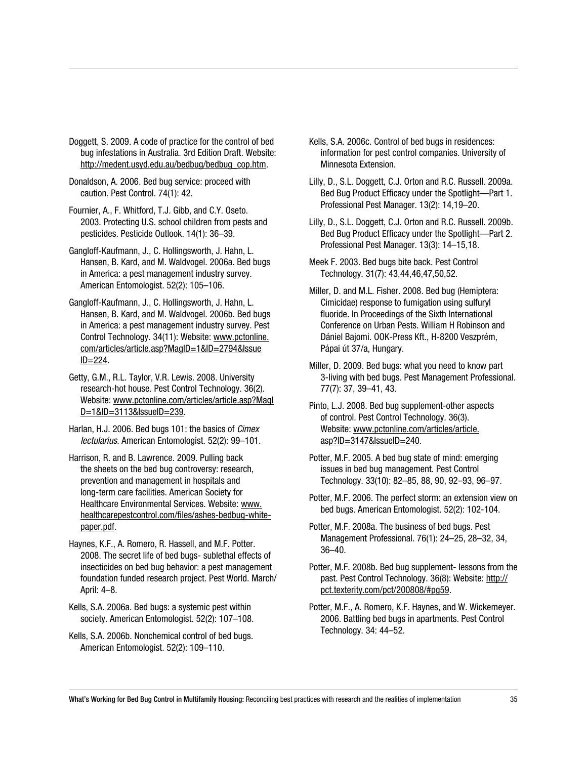Doggett, S. 2009. A code of practice for the control of bed bug infestations in Australia. 3rd Edition Draft. Website: http://medent.usyd.edu.au/bedbug/bedbug_cop.htm.

Donaldson, A. 2006. Bed bug service: proceed with caution. Pest Control. 74(1): 42.

Fournier, A., F. Whitford, T.J. Gibb, and C.Y. Oseto. 2003. Protecting U.S. school children from pests and pesticides. Pesticide Outlook. 14(1): 36–39.

Gangloff-Kaufmann, J., C. Hollingsworth, J. Hahn, L. Hansen, B. Kard, and M. Waldvogel. 2006a. Bed bugs in America: a pest management industry survey. American Entomologist. 52(2): 105–106.

Gangloff-Kaufmann, J., C. Hollingsworth, J. Hahn, L. Hansen, B. Kard, and M. Waldvogel. 2006b. Bed bugs in America: a pest management industry survey. Pest Control Technology. 34(11): Website: www.pctonline.com/articles/article.asp?MagID=1&ID=2794&IssueID=224.

Getty, G.M., R.L. Taylor, V.R. Lewis. 2008. University research-hot house. Pest Control Technology. 36(2). Website: www.pctonline.com/articles/article.asp?MagID=1&ID=3113&IssueID=239.

Harlan, H.J. 2006. Bed bugs 101: the basics of *Cimex lectularius*. American Entomologist. 52(2): 99–101.

Harrison, R. and B. Lawrence. 2009. Pulling back the sheets on the bed bug controversy: research, prevention and management in hospitals and long-term care facilities. American Society for Healthcare Environmental Services. Website: www.healthcarepestcontrol.com/files/ashes-bedbug-white-paper.pdf.

Haynes, K.F., A. Romero, R. Hassell, and M.F. Potter. 2008. The secret life of bed bugs- sublethal effects of insecticides on bed bug behavior: a pest management foundation funded research project. Pest World. March/April: 4–8.

Kells, S.A. 2006a. Bed bugs: a systemic pest within society. American Entomologist. 52(2): 107–108.

Kells, S.A. 2006b. Nonchemical control of bed bugs. American Entomologist. 52(2): 109–110.

Kells, S.A. 2006c. Control of bed bugs in residences: information for pest control companies. University of Minnesota Extension.

Lilly, D., S.L. Doggett, C.J. Orton and R.C. Russell. 2009a. Bed Bug Product Efficacy under the Spotlight—Part 1. Professional Pest Manager. 13(2): 14,19–20.

Lilly, D., S.L. Doggett, C.J. Orton and R.C. Russell. 2009b. Bed Bug Product Efficacy under the Spotlight—Part 2. Professional Pest Manager. 13(3): 14–15,18.

Meek F. 2003. Bed bugs bite back. Pest Control Technology. 31(7): 43,44,46,47,50,52.

Miller, D. and M.L. Fisher. 2008. Bed bug (Hemiptera: Cimicidae) response to fumigation using sulfuryl fluoride. In Proceedings of the Sixth International Conference on Urban Pests. William H Robinson and Dániel Bajomi. OOK-Press Kft., H-8200 Veszprém, Pápai út 37/a, Hungary.

Miller, D. 2009. Bed bugs: what you need to know part 3-living with bed bugs. Pest Management Professional. 77(7): 37, 39–41, 43.

Pinto, L.J. 2008. Bed bug supplement-other aspects of control. Pest Control Technology. 36(3). Website: www.pctonline.com/articles/article.asp?ID=3147&IssueID=240.

Potter, M.F. 2005. A bed bug state of mind: emerging issues in bed bug management. Pest Control Technology. 33(10): 82–85, 88, 90, 92–93, 96–97.

Potter, M.F. 2006. The perfect storm: an extension view on bed bugs. American Entomologist. 52(2): 102-104.

Potter, M.F. 2008a. The business of bed bugs. Pest Management Professional. 76(1): 24–25, 28–32, 34, 36–40.

Potter, M.F. 2008b. Bed bug supplement- lessons from the past. Pest Control Technology. 36(8): Website: http://pct.texterity.com/pct/200808/#pg59.

Potter, M.F., A. Romero, K.F. Haynes, and W. Wickemeyer. 2006. Battling bed bugs in apartments. Pest Control Technology. 34: 44–52.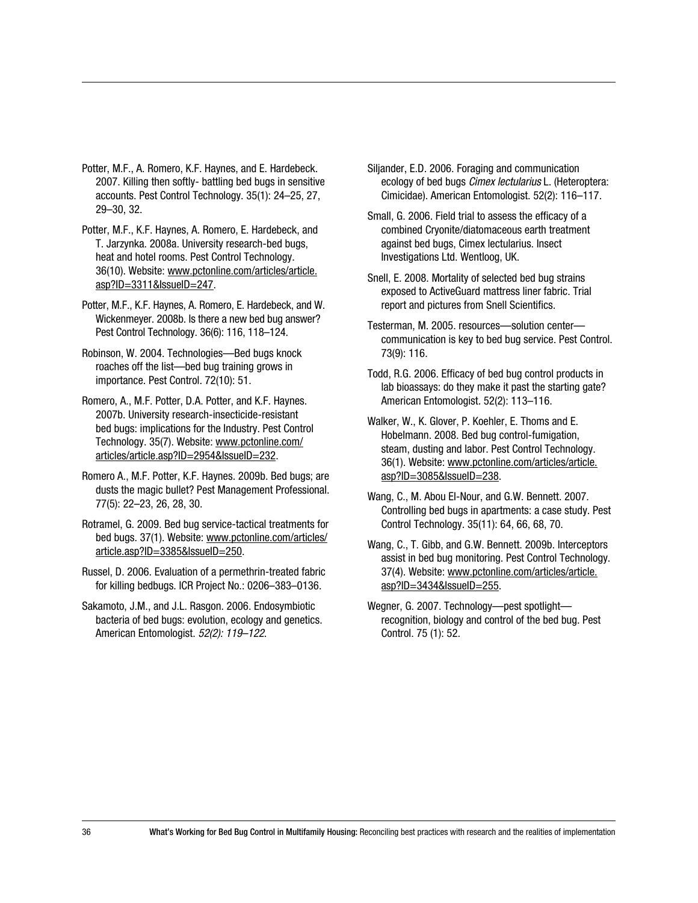Potter, M.F., A. Romero, K.F. Haynes, and E. Hardebeck. 2007. Killing then softly- battling bed bugs in sensitive accounts. Pest Control Technology. 35(1): 24–25, 27, 29–30, 32.

Potter, M.F., K.F. Haynes, A. Romero, E. Hardebeck, and T. Jarzynka. 2008a. University research-bed bugs, heat and hotel rooms. Pest Control Technology. 36(10). Website: www.pctonline.com/articles/article.asp?ID=3311&IssueID=247.

Potter, M.F., K.F. Haynes, A. Romero, E. Hardebeck, and W. Wickenmeyer. 2008b. Is there a new bed bug answer? Pest Control Technology. 36(6): 116, 118–124.

Robinson, W. 2004. Technologies—Bed bugs knock roaches off the list—bed bug training grows in importance. Pest Control. 72(10): 51.

Romero, A., M.F. Potter, D.A. Potter, and K.F. Haynes. 2007b. University research-insecticide-resistant bed bugs: implications for the Industry. Pest Control Technology. 35(7). Website: www.pctonline.com/articles/article.asp?ID=2954&IssueID=232.

Romero A., M.F. Potter, K.F. Haynes. 2009b. Bed bugs; are dusts the magic bullet? Pest Management Professional. 77(5): 22–23, 26, 28, 30.

Rotramel, G. 2009. Bed bug service-tactical treatments for bed bugs. 37(1). Website: www.pctonline.com/articles/article.asp?ID=3385&IssueID=250.

Russel, D. 2006. Evaluation of a permethrin-treated fabric for killing bedbugs. ICR Project No.: 0206–383–0136.

Sakamoto, J.M., and J.L. Rasgon. 2006. Endosymbiotic bacteria of bed bugs: evolution, ecology and genetics. American Entomologist. *52(2): 119–122*.

Siljander, E.D. 2006. Foraging and communication ecology of bed bugs *Cimex lectularius* L. (Heteroptera: Cimicidae). American Entomologist. 52(2): 116–117.

Small, G. 2006. Field trial to assess the efficacy of a combined Cryonite/diatomaceous earth treatment against bed bugs, Cimex lectularius. Insect Investigations Ltd. Wentloog, UK.

Snell, E. 2008. Mortality of selected bed bug strains exposed to ActiveGuard mattress liner fabric. Trial report and pictures from Snell Scientifics.

Testerman, M. 2005. resources—solution center—communication is key to bed bug service. Pest Control. 73(9): 116.

Todd, R.G. 2006. Efficacy of bed bug control products in lab bioassays: do they make it past the starting gate? American Entomologist. 52(2): 113–116.

Walker, W., K. Glover, P. Koehler, E. Thoms and E. Hobelmann. 2008. Bed bug control-fumigation, steam, dusting and labor. Pest Control Technology. 36(1). Website: www.pctonline.com/articles/article.asp?ID=3085&IssueID=238.

Wang, C., M. Abou El-Nour, and G.W. Bennett. 2007. Controlling bed bugs in apartments: a case study. Pest Control Technology. 35(11): 64, 66, 68, 70.

Wang, C., T. Gibb, and G.W. Bennett. 2009b. Interceptors assist in bed bug monitoring. Pest Control Technology. 37(4). Website: www.pctonline.com/articles/article.asp?ID=3434&IssueID=255.

Wegner, G. 2007. Technology—pest spotlight—recognition, biology and control of the bed bug. Pest Control. 75 (1): 52.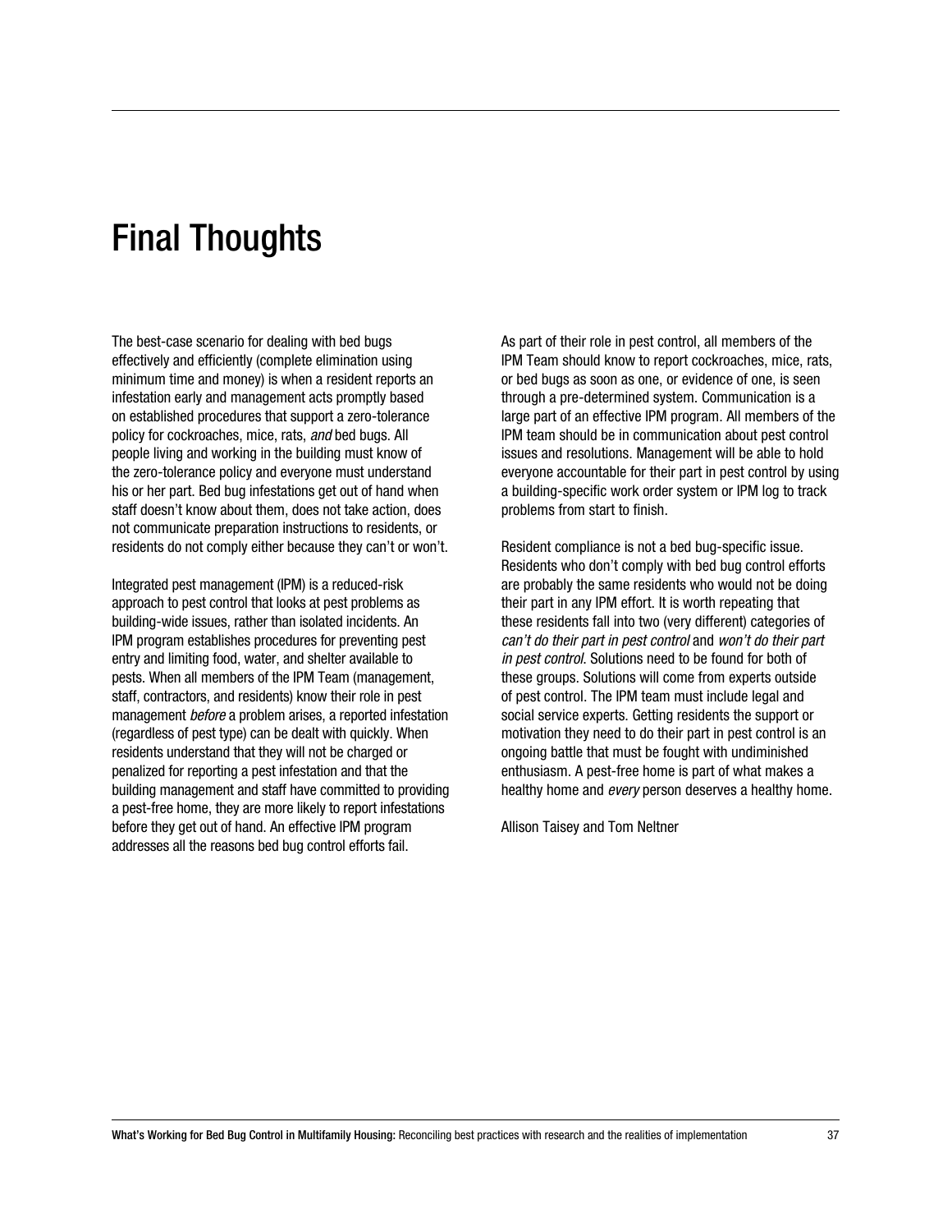# Final Thoughts

The best-case scenario for dealing with bed bugs effectively and efficiently (complete elimination using minimum time and money) is when a resident reports an infestation early and management acts promptly based on established procedures that support a zero-tolerance policy for cockroaches, mice, rats, *and* bed bugs. All people living and working in the building must know of the zero-tolerance policy and everyone must understand his or her part. Bed bug infestations get out of hand when staff doesn't know about them, does not take action, does not communicate preparation instructions to residents, or residents do not comply either because they can't or won't.

Integrated pest management (IPM) is a reduced-risk approach to pest control that looks at pest problems as building-wide issues, rather than isolated incidents. An IPM program establishes procedures for preventing pest entry and limiting food, water, and shelter available to pests. When all members of the IPM Team (management, staff, contractors, and residents) know their role in pest management *before* a problem arises, a reported infestation (regardless of pest type) can be dealt with quickly. When residents understand that they will not be charged or penalized for reporting a pest infestation and that the building management and staff have committed to providing a pest-free home, they are more likely to report infestations before they get out of hand. An effective IPM program addresses all the reasons bed bug control efforts fail.

As part of their role in pest control, all members of the IPM Team should know to report cockroaches, mice, rats, or bed bugs as soon as one, or evidence of one, is seen through a pre-determined system. Communication is a large part of an effective IPM program. All members of the IPM team should be in communication about pest control issues and resolutions. Management will be able to hold everyone accountable for their part in pest control by using a building-specific work order system or IPM log to track problems from start to finish.

Resident compliance is not a bed bug-specific issue. Residents who don't comply with bed bug control efforts are probably the same residents who would not be doing their part in any IPM effort. It is worth repeating that these residents fall into two (very different) categories of *can't do their part in pest control* and *won't do their part in pest control*. Solutions need to be found for both of these groups. Solutions will come from experts outside of pest control. The IPM team must include legal and social service experts. Getting residents the support or motivation they need to do their part in pest control is an ongoing battle that must be fought with undiminished enthusiasm. A pest-free home is part of what makes a healthy home and *every* person deserves a healthy home.

Allison Taisey and Tom Neltner